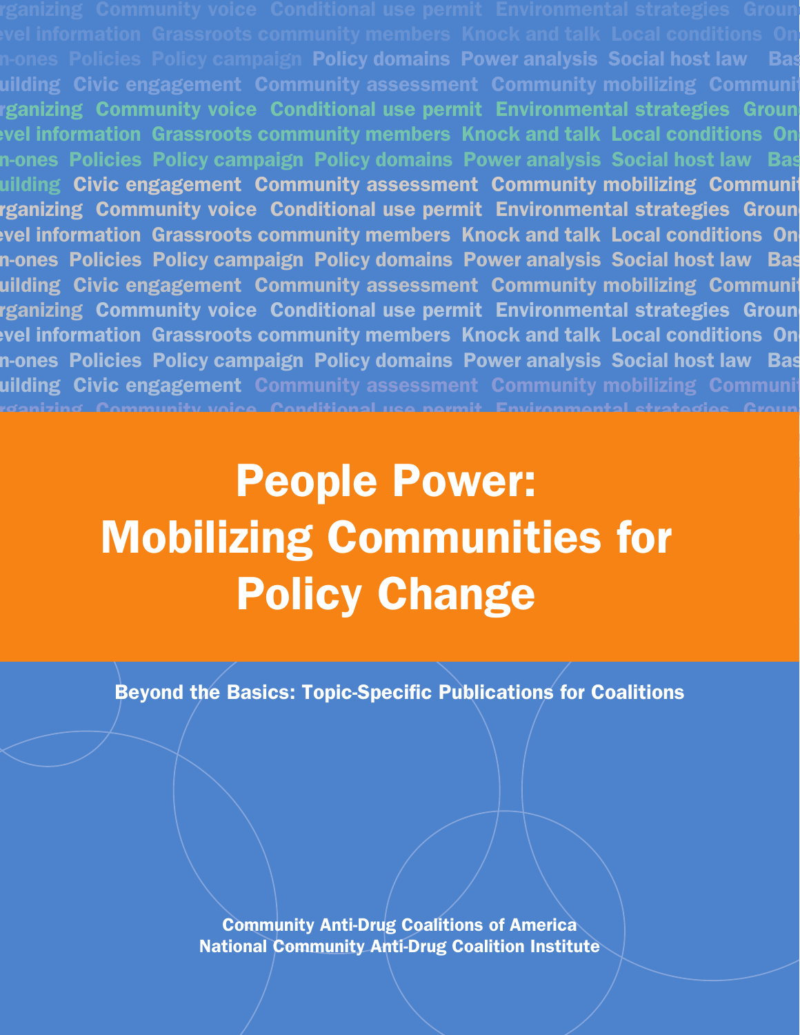# People Power: Mobilizing Communities for Policy Change

Beyond the Basics: Topic-Specific Publications for Coalitions

Community Anti-Drug Coalitions of America
National Community Anti-Drug Coalition Institute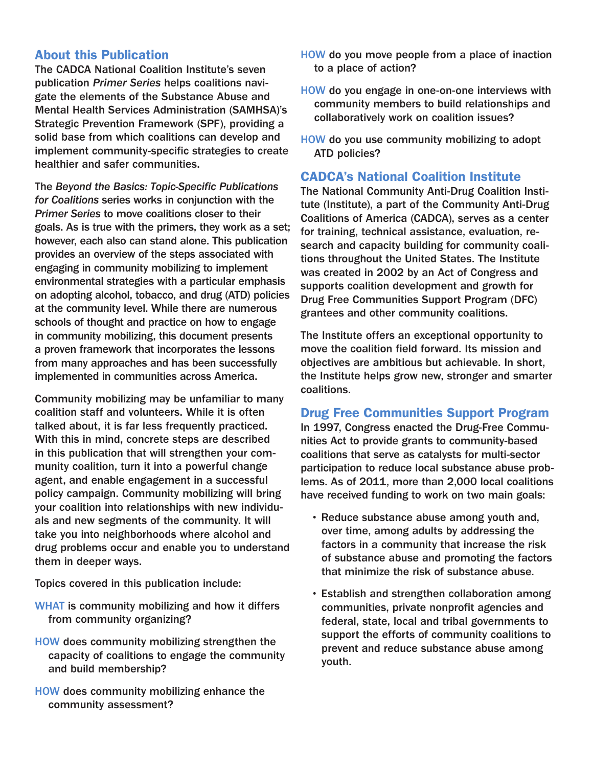## About this Publication

The CADCA National Coalition Institute's seven publication *Primer Series* helps coalitions navigate the elements of the Substance Abuse and Mental Health Services Administration (SAMHSA)'s Strategic Prevention Framework (SPF), providing a solid base from which coalitions can develop and implement community-specific strategies to create healthier and safer communities.

The *Beyond the Basics: Topic-Specific Publications for Coalitions* series works in conjunction with the *Primer Series* to move coalitions closer to their goals. As is true with the primers, they work as a set; however, each also can stand alone. This publication provides an overview of the steps associated with engaging in community mobilizing to implement environmental strategies with a particular emphasis on adopting alcohol, tobacco, and drug (ATD) policies at the community level. While there are numerous schools of thought and practice on how to engage in community mobilizing, this document presents a proven framework that incorporates the lessons from many approaches and has been successfully implemented in communities across America.

Community mobilizing may be unfamiliar to many coalition staff and volunteers. While it is often talked about, it is far less frequently practiced. With this in mind, concrete steps are described in this publication that will strengthen your community coalition, turn it into a powerful change agent, and enable engagement in a successful policy campaign. Community mobilizing will bring your coalition into relationships with new individuals and new segments of the community. It will take you into neighborhoods where alcohol and drug problems occur and enable you to understand them in deeper ways.

Topics covered in this publication include:

WHAT is community mobilizing and how it differs from community organizing?

HOW does community mobilizing strengthen the capacity of coalitions to engage the community and build membership?

HOW does community mobilizing enhance the community assessment?

HOW do you move people from a place of inaction to a place of action?

HOW do you engage in one-on-one interviews with community members to build relationships and collaboratively work on coalition issues?

HOW do you use community mobilizing to adopt ATD policies?

## CADCA's National Coalition Institute

The National Community Anti-Drug Coalition Institute (Institute), a part of the Community Anti-Drug Coalitions of America (CADCA), serves as a center for training, technical assistance, evaluation, research and capacity building for community coalitions throughout the United States. The Institute was created in 2002 by an Act of Congress and supports coalition development and growth for Drug Free Communities Support Program (DFC) grantees and other community coalitions.

The Institute offers an exceptional opportunity to move the coalition field forward. Its mission and objectives are ambitious but achievable. In short, the Institute helps grow new, stronger and smarter coalitions.

## Drug Free Communities Support Program

In 1997, Congress enacted the Drug-Free Communities Act to provide grants to community-based coalitions that serve as catalysts for multi-sector participation to reduce local substance abuse problems. As of 2011, more than 2,000 local coalitions have received funding to work on two main goals:

- Reduce substance abuse among youth and, over time, among adults by addressing the factors in a community that increase the risk of substance abuse and promoting the factors that minimize the risk of substance abuse.
- Establish and strengthen collaboration among communities, private nonprofit agencies and federal, state, local and tribal governments to support the efforts of community coalitions to prevent and reduce substance abuse among youth.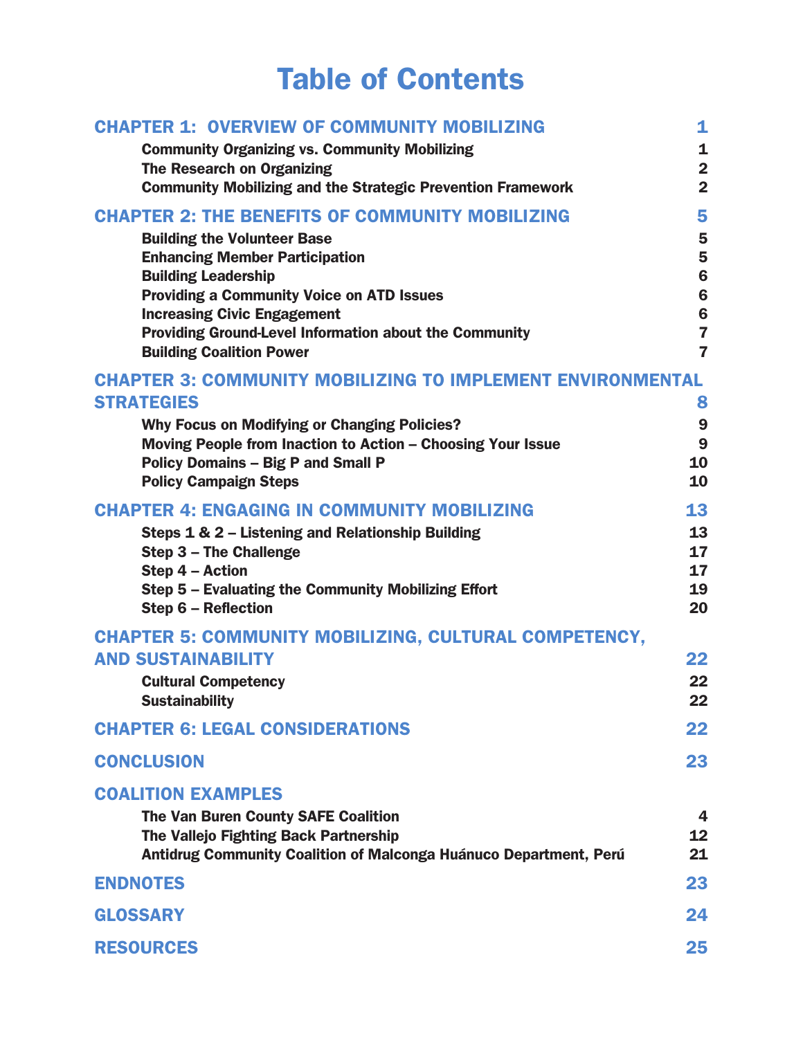# Table of Contents

| | |
|---|---|
| **CHAPTER 1: OVERVIEW OF COMMUNITY MOBILIZING** | **1** |
| Community Organizing vs. Community Mobilizing | 1 |
| The Research on Organizing | 2 |
| Community Mobilizing and the Strategic Prevention Framework | 2 |
| **CHAPTER 2: THE BENEFITS OF COMMUNITY MOBILIZING** | **5** |
| Building the Volunteer Base | 5 |
| Enhancing Member Participation | 5 |
| Building Leadership | 6 |
| Providing a Community Voice on ATD Issues | 6 |
| Increasing Civic Engagement | 6 |
| Providing Ground-Level Information about the Community | 7 |
| Building Coalition Power | 7 |
| **CHAPTER 3: COMMUNITY MOBILIZING TO IMPLEMENT ENVIRONMENTAL STRATEGIES** | **8** |
| Why Focus on Modifying or Changing Policies? | 9 |
| Moving People from Inaction to Action – Choosing Your Issue | 9 |
| Policy Domains – Big P and Small P | 10 |
| Policy Campaign Steps | 10 |
| **CHAPTER 4: ENGAGING IN COMMUNITY MOBILIZING** | **13** |
| Steps 1 & 2 – Listening and Relationship Building | 13 |
| Step 3 – The Challenge | 17 |
| Step 4 – Action | 17 |
| Step 5 – Evaluating the Community Mobilizing Effort | 19 |
| Step 6 – Reflection | 20 |
| **CHAPTER 5: COMMUNITY MOBILIZING, CULTURAL COMPETENCY, AND SUSTAINABILITY** | **22** |
| Cultural Competency | 22 |
| Sustainability | 22 |
| **CHAPTER 6: LEGAL CONSIDERATIONS** | **22** |
| **CONCLUSION** | **23** |
| **COALITION EXAMPLES** | |
| The Van Buren County SAFE Coalition | 4 |
| The Vallejo Fighting Back Partnership | 12 |
| Antidrug Community Coalition of Malconga Huánuco Department, Perú | 21 |
| **ENDNOTES** | **23** |
| **GLOSSARY** | **24** |
| **RESOURCES** | **25** |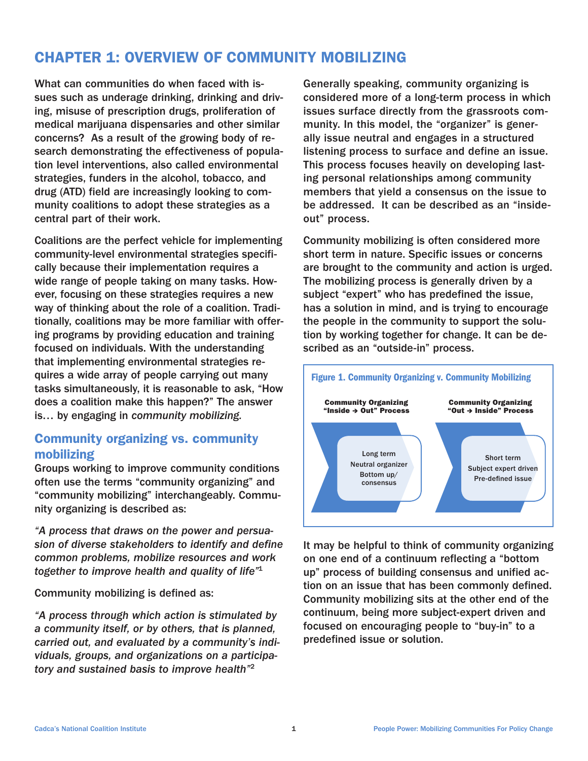# CHAPTER 1: OVERVIEW OF COMMUNITY MOBILIZING

What can communities do when faced with issues such as underage drinking, drinking and driving, misuse of prescription drugs, proliferation of medical marijuana dispensaries and other similar concerns? As a result of the growing body of research demonstrating the effectiveness of population level interventions, also called environmental strategies, funders in the alcohol, tobacco, and drug (ATD) field are increasingly looking to community coalitions to adopt these strategies as a central part of their work.

Coalitions are the perfect vehicle for implementing community-level environmental strategies specifically because their implementation requires a wide range of people taking on many tasks. However, focusing on these strategies requires a new way of thinking about the role of a coalition. Traditionally, coalitions may be more familiar with offering programs by providing education and training focused on individuals. With the understanding that implementing environmental strategies requires a wide array of people carrying out many tasks simultaneously, it is reasonable to ask, "How does a coalition make this happen?" The answer is… by engaging in *community mobilizing.*

## Community organizing vs. community mobilizing

Groups working to improve community conditions often use the terms "community organizing" and "community mobilizing" interchangeably. Community organizing is described as:

*"A process that draws on the power and persuasion of diverse stakeholders to identify and define common problems, mobilize resources and work together to improve health and quality of life"*[1]

Community mobilizing is defined as:

*"A process through which action is stimulated by a community itself, or by others, that is planned, carried out, and evaluated by a community's individuals, groups, and organizations on a participatory and sustained basis to improve health"*[2]

Generally speaking, community organizing is considered more of a long-term process in which issues surface directly from the grassroots community. In this model, the "organizer" is generally issue neutral and engages in a structured listening process to surface and define an issue. This process focuses heavily on developing lasting personal relationships among community members that yield a consensus on the issue to be addressed. It can be described as an "inside-out" process.

Community mobilizing is often considered more short term in nature. Specific issues or concerns are brought to the community and action is urged. The mobilizing process is generally driven by a subject "expert" who has predefined the issue, has a solution in mind, and is trying to encourage the people in the community to support the solution by working together for change. It can be described as an "outside-in" process.

**Figure 1. Community Organizing v. Community Mobilizing**

| Community Organizing "Inside → Out" Process | Community Organizing "Out → Inside" Process |
| --- | --- |
| Long term | Short term |
| Neutral organizer | Subject expert driven |
| Bottom up/ consensus | Pre-defined issue |

It may be helpful to think of community organizing on one end of a continuum reflecting a "bottom up" process of building consensus and unified action on an issue that has been commonly defined. Community mobilizing sits at the other end of the continuum, being more subject-expert driven and focused on encouraging people to "buy-in" to a predefined issue or solution.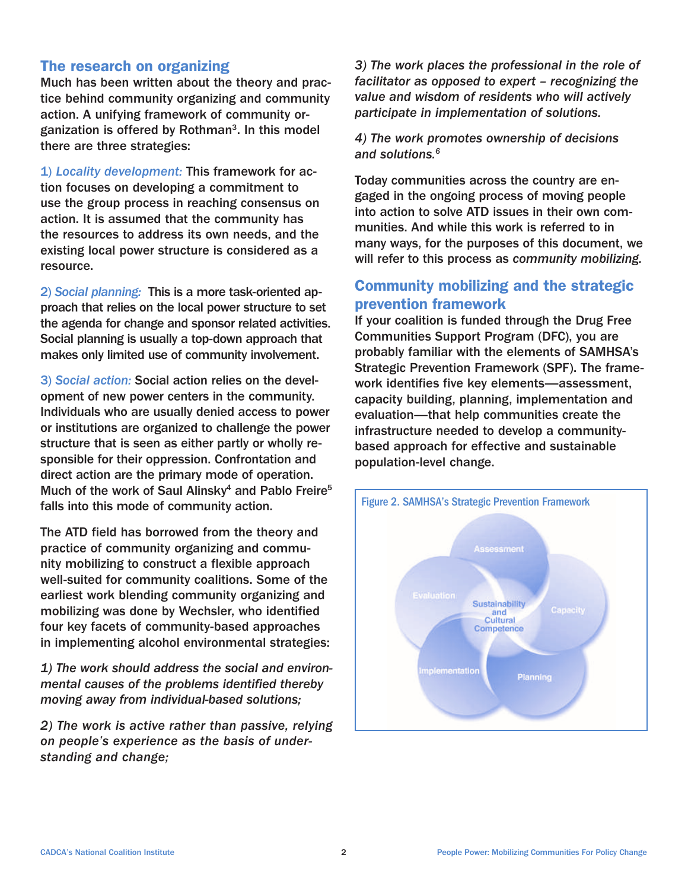## The research on organizing

Much has been written about the theory and practice behind community organizing and community action. A unifying framework of community organization is offered by Rothman[3]. In this model there are three strategies:

1) *Locality development:* This framework for action focuses on developing a commitment to use the group process in reaching consensus on action. It is assumed that the community has the resources to address its own needs, and the existing local power structure is considered as a resource.

2) *Social planning:* This is a more task-oriented approach that relies on the local power structure to set the agenda for change and sponsor related activities. Social planning is usually a top-down approach that makes only limited use of community involvement.

3) *Social action:* Social action relies on the development of new power centers in the community. Individuals who are usually denied access to power or institutions are organized to challenge the power structure that is seen as either partly or wholly responsible for their oppression. Confrontation and direct action are the primary mode of operation. Much of the work of Saul Alinsky[4] and Pablo Freire[5] falls into this mode of community action.

The ATD field has borrowed from the theory and practice of community organizing and community mobilizing to construct a flexible approach well-suited for community coalitions. Some of the earliest work blending community organizing and mobilizing was done by Wechsler, who identified four key facets of community-based approaches in implementing alcohol environmental strategies:

*1) The work should address the social and environmental causes of the problems identified thereby moving away from individual-based solutions;*

*2) The work is active rather than passive, relying on people's experience as the basis of understanding and change;*

*3) The work places the professional in the role of facilitator as opposed to expert – recognizing the value and wisdom of residents who will actively participate in implementation of solutions.*

*4) The work promotes ownership of decisions and solutions.*[6]

Today communities across the country are engaged in the ongoing process of moving people into action to solve ATD issues in their own communities. And while this work is referred to in many ways, for the purposes of this document, we will refer to this process as *community mobilizing.*

## Community mobilizing and the strategic prevention framework

If your coalition is funded through the Drug Free Communities Support Program (DFC), you are probably familiar with the elements of SAMHSA's Strategic Prevention Framework (SPF). The framework identifies five key elements—assessment, capacity building, planning, implementation and evaluation—that help communities create the infrastructure needed to develop a community-based approach for effective and sustainable population-level change.

Figure 2. SAMHSA's Strategic Prevention Framework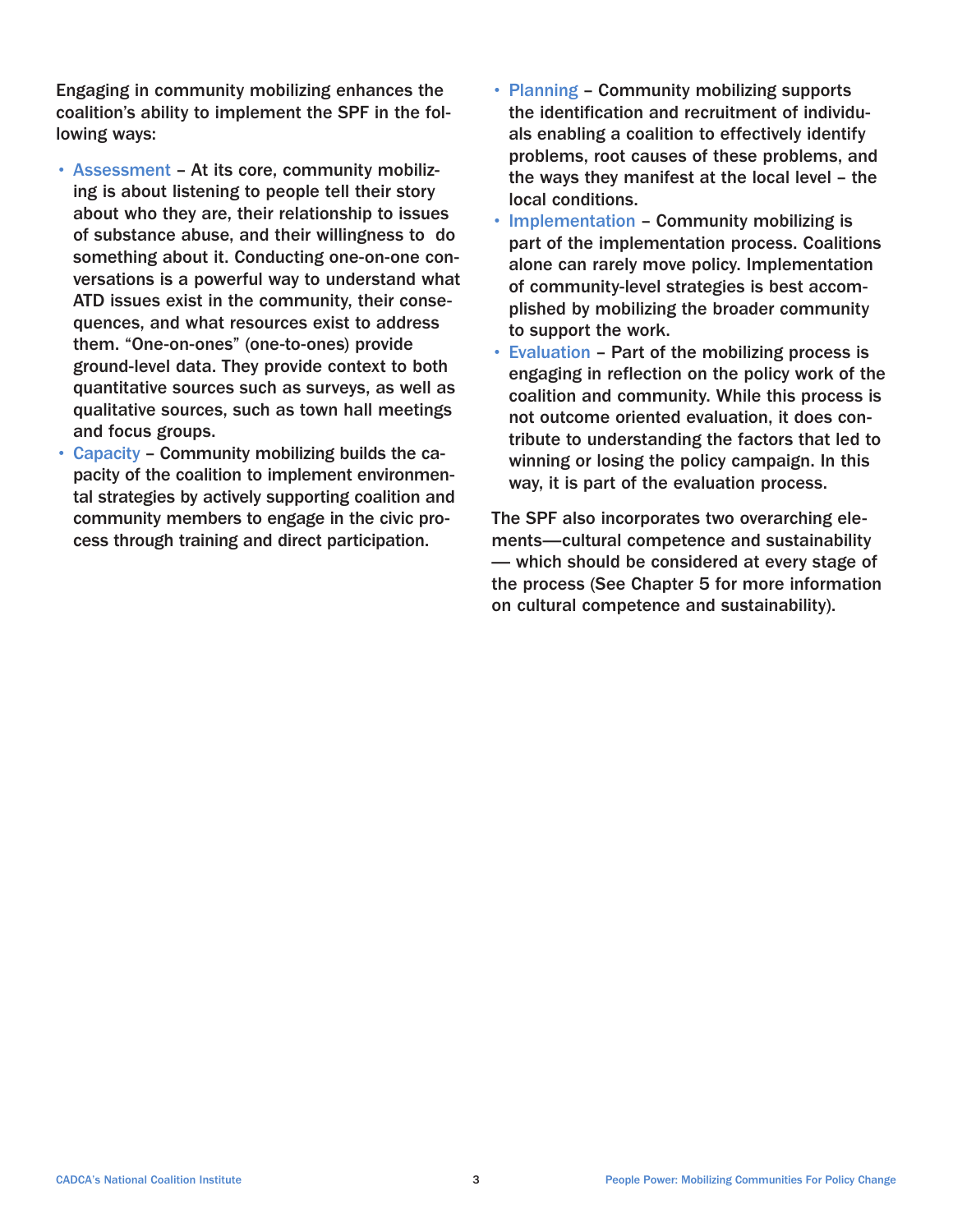Engaging in community mobilizing enhances the coalition's ability to implement the SPF in the following ways:

- Assessment – At its core, community mobilizing is about listening to people tell their story about who they are, their relationship to issues of substance abuse, and their willingness to do something about it. Conducting one-on-one conversations is a powerful way to understand what ATD issues exist in the community, their consequences, and what resources exist to address them. "One-on-ones" (one-to-ones) provide ground-level data. They provide context to both quantitative sources such as surveys, as well as qualitative sources, such as town hall meetings and focus groups.
- Capacity – Community mobilizing builds the capacity of the coalition to implement environmental strategies by actively supporting coalition and community members to engage in the civic process through training and direct participation.
- Planning – Community mobilizing supports the identification and recruitment of individuals enabling a coalition to effectively identify problems, root causes of these problems, and the ways they manifest at the local level – the local conditions.
- Implementation – Community mobilizing is part of the implementation process. Coalitions alone can rarely move policy. Implementation of community-level strategies is best accomplished by mobilizing the broader community to support the work.
- Evaluation – Part of the mobilizing process is engaging in reflection on the policy work of the coalition and community. While this process is not outcome oriented evaluation, it does contribute to understanding the factors that led to winning or losing the policy campaign. In this way, it is part of the evaluation process.

The SPF also incorporates two overarching elements—cultural competence and sustainability — which should be considered at every stage of the process (See Chapter 5 for more information on cultural competence and sustainability).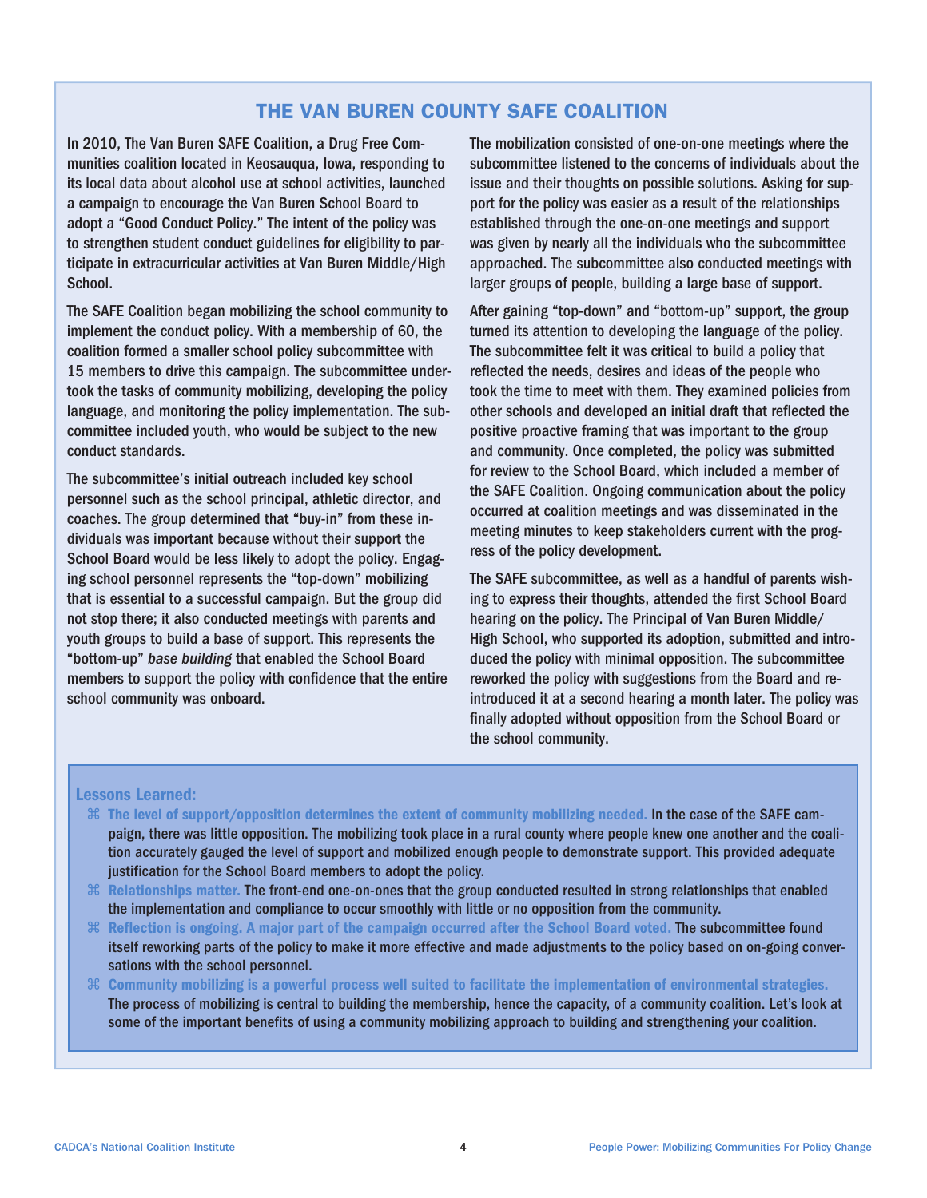## THE VAN BUREN COUNTY SAFE COALITION

In 2010, The Van Buren SAFE Coalition, a Drug Free Communities coalition located in Keosauqua, Iowa, responding to its local data about alcohol use at school activities, launched a campaign to encourage the Van Buren School Board to adopt a "Good Conduct Policy." The intent of the policy was to strengthen student conduct guidelines for eligibility to participate in extracurricular activities at Van Buren Middle/High School.

The SAFE Coalition began mobilizing the school community to implement the conduct policy. With a membership of 60, the coalition formed a smaller school policy subcommittee with 15 members to drive this campaign. The subcommittee undertook the tasks of community mobilizing, developing the policy language, and monitoring the policy implementation. The subcommittee included youth, who would be subject to the new conduct standards.

The subcommittee's initial outreach included key school personnel such as the school principal, athletic director, and coaches. The group determined that "buy-in" from these individuals was important because without their support the School Board would be less likely to adopt the policy. Engaging school personnel represents the "top-down" mobilizing that is essential to a successful campaign. But the group did not stop there; it also conducted meetings with parents and youth groups to build a base of support. This represents the "bottom-up" *base building* that enabled the School Board members to support the policy with confidence that the entire school community was onboard.

The mobilization consisted of one-on-one meetings where the subcommittee listened to the concerns of individuals about the issue and their thoughts on possible solutions. Asking for support for the policy was easier as a result of the relationships established through the one-on-one meetings and support was given by nearly all the individuals who the subcommittee approached. The subcommittee also conducted meetings with larger groups of people, building a large base of support.

After gaining "top-down" and "bottom-up" support, the group turned its attention to developing the language of the policy. The subcommittee felt it was critical to build a policy that reflected the needs, desires and ideas of the people who took the time to meet with them. They examined policies from other schools and developed an initial draft that reflected the positive proactive framing that was important to the group and community. Once completed, the policy was submitted for review to the School Board, which included a member of the SAFE Coalition. Ongoing communication about the policy occurred at coalition meetings and was disseminated in the meeting minutes to keep stakeholders current with the progress of the policy development.

The SAFE subcommittee, as well as a handful of parents wishing to express their thoughts, attended the first School Board hearing on the policy. The Principal of Van Buren Middle/High School, who supported its adoption, submitted and introduced the policy with minimal opposition. The subcommittee reworked the policy with suggestions from the Board and reintroduced it at a second hearing a month later. The policy was finally adopted without opposition from the School Board or the school community.

### Lessons Learned:

- **The level of support/opposition determines the extent of community mobilizing needed.** In the case of the SAFE campaign, there was little opposition. The mobilizing took place in a rural county where people knew one another and the coalition accurately gauged the level of support and mobilized enough people to demonstrate support. This provided adequate justification for the School Board members to adopt the policy.
- **Relationships matter.** The front-end one-on-ones that the group conducted resulted in strong relationships that enabled the implementation and compliance to occur smoothly with little or no opposition from the community.
- **Reflection is ongoing. A major part of the campaign occurred after the School Board voted.** The subcommittee found itself reworking parts of the policy to make it more effective and made adjustments to the policy based on on-going conversations with the school personnel.
- **Community mobilizing is a powerful process well suited to facilitate the implementation of environmental strategies.** The process of mobilizing is central to building the membership, hence the capacity, of a community coalition. Let's look at some of the important benefits of using a community mobilizing approach to building and strengthening your coalition.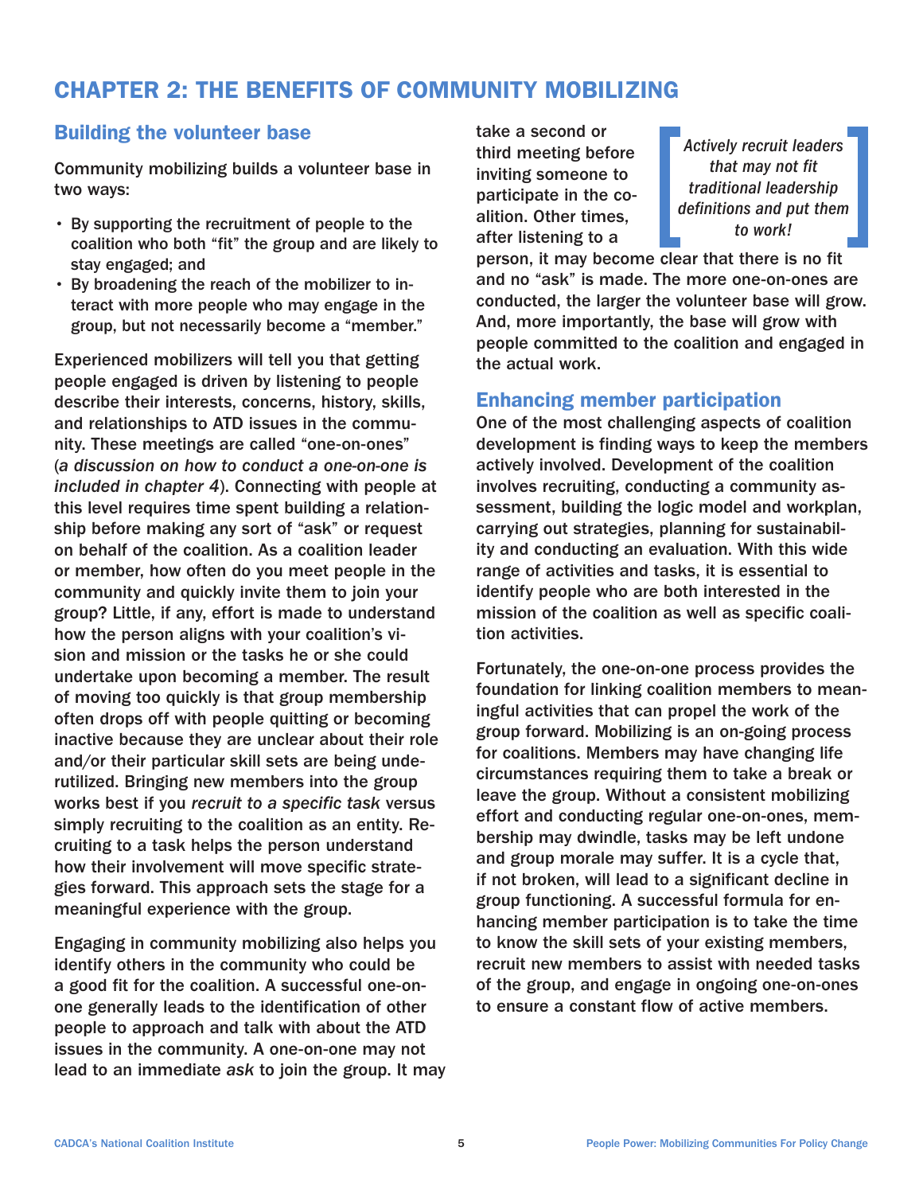# CHAPTER 2: THE BENEFITS OF COMMUNITY MOBILIZING

## Building the volunteer base

Community mobilizing builds a volunteer base in two ways:

- By supporting the recruitment of people to the coalition who both "fit" the group and are likely to stay engaged; and
- By broadening the reach of the mobilizer to interact with more people who may engage in the group, but not necessarily become a "member."

Experienced mobilizers will tell you that getting people engaged is driven by listening to people describe their interests, concerns, history, skills, and relationships to ATD issues in the community. These meetings are called "one-on-ones" (*a discussion on how to conduct a one-on-one is included in chapter 4*). Connecting with people at this level requires time spent building a relationship before making any sort of "ask" or request on behalf of the coalition. As a coalition leader or member, how often do you meet people in the community and quickly invite them to join your group? Little, if any, effort is made to understand how the person aligns with your coalition's vision and mission or the tasks he or she could undertake upon becoming a member. The result of moving too quickly is that group membership often drops off with people quitting or becoming inactive because they are unclear about their role and/or their particular skill sets are being underutilized. Bringing new members into the group works best if you *recruit to a specific task* versus simply recruiting to the coalition as an entity. Recruiting to a task helps the person understand how their involvement will move specific strategies forward. This approach sets the stage for a meaningful experience with the group.

Engaging in community mobilizing also helps you identify others in the community who could be a good fit for the coalition. A successful one-on-one generally leads to the identification of other people to approach and talk with about the ATD issues in the community. A one-on-one may not lead to an immediate *ask* to join the group. It may take a second or third meeting before inviting someone to participate in the coalition. Other times, after listening to a person, it may become clear that there is no fit and no "ask" is made. The more one-on-ones are conducted, the larger the volunteer base will grow. And, more importantly, the base will grow with people committed to the coalition and engaged in the actual work.

*Actively recruit leaders that may not fit traditional leadership definitions and put them to work!*

## Enhancing member participation

One of the most challenging aspects of coalition development is finding ways to keep the members actively involved. Development of the coalition involves recruiting, conducting a community assessment, building the logic model and workplan, carrying out strategies, planning for sustainability and conducting an evaluation. With this wide range of activities and tasks, it is essential to identify people who are both interested in the mission of the coalition as well as specific coalition activities.

Fortunately, the one-on-one process provides the foundation for linking coalition members to meaningful activities that can propel the work of the group forward. Mobilizing is an on-going process for coalitions. Members may have changing life circumstances requiring them to take a break or leave the group. Without a consistent mobilizing effort and conducting regular one-on-ones, membership may dwindle, tasks may be left undone and group morale may suffer. It is a cycle that, if not broken, will lead to a significant decline in group functioning. A successful formula for enhancing member participation is to take the time to know the skill sets of your existing members, recruit new members to assist with needed tasks of the group, and engage in ongoing one-on-ones to ensure a constant flow of active members.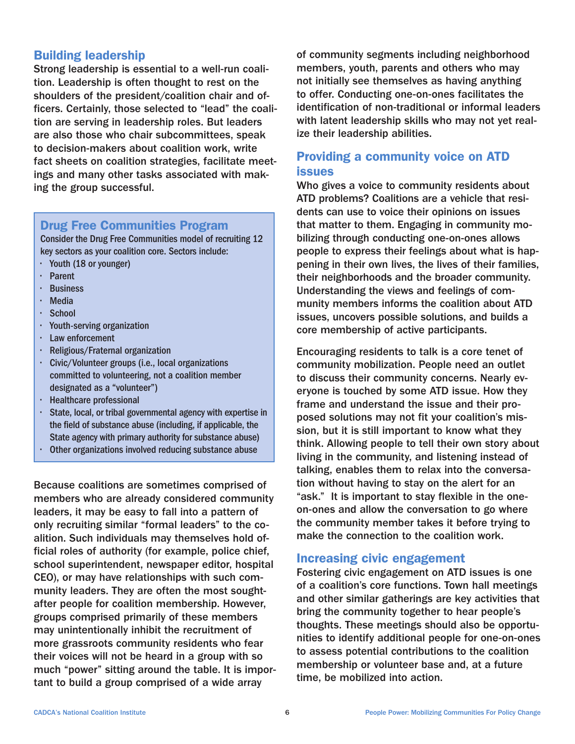## Building leadership

Strong leadership is essential to a well-run coalition. Leadership is often thought to rest on the shoulders of the president/coalition chair and officers. Certainly, those selected to "lead" the coalition are serving in leadership roles. But leaders are also those who chair subcommittees, speak to decision-makers about coalition work, write fact sheets on coalition strategies, facilitate meetings and many other tasks associated with making the group successful.

### Drug Free Communities Program

Consider the Drug Free Communities model of recruiting 12 key sectors as your coalition core. Sectors include:

- Youth (18 or younger)
- Parent
- Business
- Media
- School
- Youth-serving organization
- Law enforcement
- Religious/Fraternal organization
- Civic/Volunteer groups (i.e., local organizations committed to volunteering, not a coalition member designated as a "volunteer")
- Healthcare professional
- State, local, or tribal governmental agency with expertise in the field of substance abuse (including, if applicable, the State agency with primary authority for substance abuse)
- Other organizations involved reducing substance abuse

Because coalitions are sometimes comprised of members who are already considered community leaders, it may be easy to fall into a pattern of only recruiting similar "formal leaders" to the coalition. Such individuals may themselves hold official roles of authority (for example, police chief, school superintendent, newspaper editor, hospital CEO), or may have relationships with such community leaders. They are often the most sought-after people for coalition membership. However, groups comprised primarily of these members may unintentionally inhibit the recruitment of more grassroots community residents who fear their voices will not be heard in a group with so much "power" sitting around the table. It is important to build a group comprised of a wide array of community segments including neighborhood members, youth, parents and others who may not initially see themselves as having anything to offer. Conducting one-on-ones facilitates the identification of non-traditional or informal leaders with latent leadership skills who may not yet realize their leadership abilities.

## Providing a community voice on ATD issues

Who gives a voice to community residents about ATD problems? Coalitions are a vehicle that residents can use to voice their opinions on issues that matter to them. Engaging in community mobilizing through conducting one-on-ones allows people to express their feelings about what is happening in their own lives, the lives of their families, their neighborhoods and the broader community. Understanding the views and feelings of community members informs the coalition about ATD issues, uncovers possible solutions, and builds a core membership of active participants.

Encouraging residents to talk is a core tenet of community mobilization. People need an outlet to discuss their community concerns. Nearly everyone is touched by some ATD issue. How they frame and understand the issue and their proposed solutions may not fit your coalition's mission, but it is still important to know what they think. Allowing people to tell their own story about living in the community, and listening instead of talking, enables them to relax into the conversation without having to stay on the alert for an "ask." It is important to stay flexible in the one-on-ones and allow the conversation to go where the community member takes it before trying to make the connection to the coalition work.

## Increasing civic engagement

Fostering civic engagement on ATD issues is one of a coalition's core functions. Town hall meetings and other similar gatherings are key activities that bring the community together to hear people's thoughts. These meetings should also be opportunities to identify additional people for one-on-ones to assess potential contributions to the coalition membership or volunteer base and, at a future time, be mobilized into action.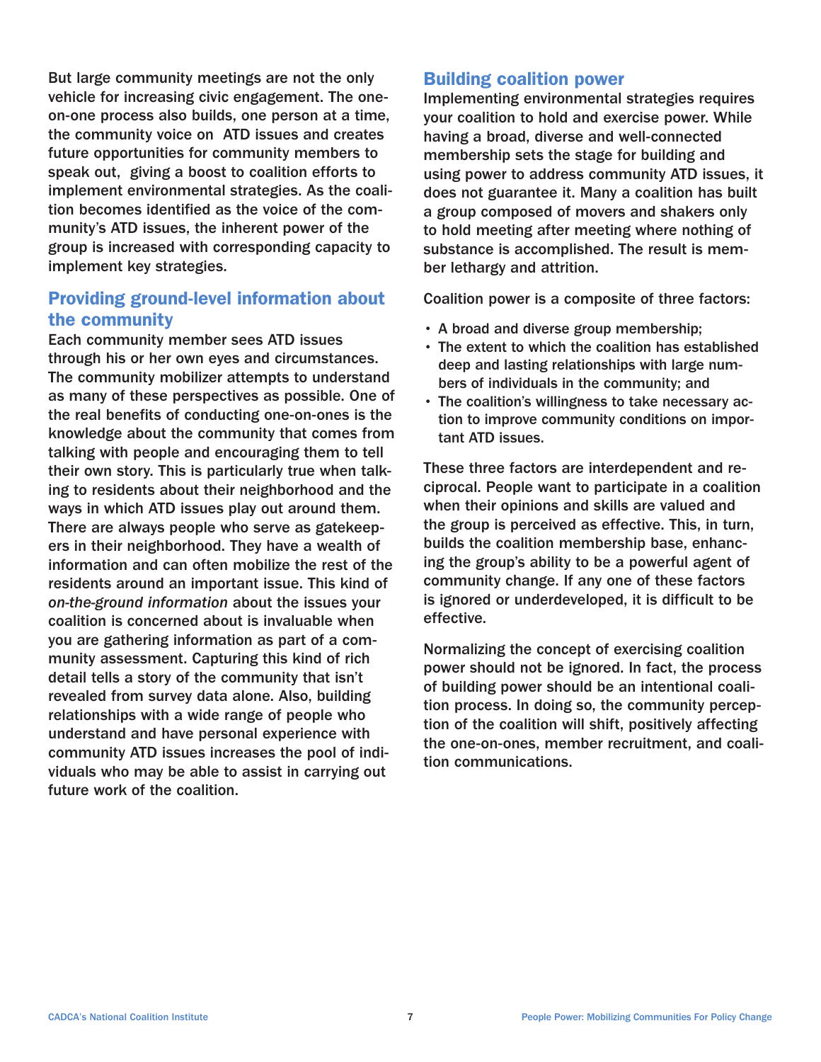But large community meetings are not the only vehicle for increasing civic engagement. The one-on-one process also builds, one person at a time, the community voice on ATD issues and creates future opportunities for community members to speak out, giving a boost to coalition efforts to implement environmental strategies. As the coalition becomes identified as the voice of the community's ATD issues, the inherent power of the group is increased with corresponding capacity to implement key strategies.

## Providing ground-level information about the community

Each community member sees ATD issues through his or her own eyes and circumstances. The community mobilizer attempts to understand as many of these perspectives as possible. One of the real benefits of conducting one-on-ones is the knowledge about the community that comes from talking with people and encouraging them to tell their own story. This is particularly true when talking to residents about their neighborhood and the ways in which ATD issues play out around them. There are always people who serve as gatekeepers in their neighborhood. They have a wealth of information and can often mobilize the rest of the residents around an important issue. This kind of *on-the-ground information* about the issues your coalition is concerned about is invaluable when you are gathering information as part of a community assessment. Capturing this kind of rich detail tells a story of the community that isn't revealed from survey data alone. Also, building relationships with a wide range of people who understand and have personal experience with community ATD issues increases the pool of individuals who may be able to assist in carrying out future work of the coalition.

## Building coalition power

Implementing environmental strategies requires your coalition to hold and exercise power. While having a broad, diverse and well-connected membership sets the stage for building and using power to address community ATD issues, it does not guarantee it. Many a coalition has built a group composed of movers and shakers only to hold meeting after meeting where nothing of substance is accomplished. The result is member lethargy and attrition.

Coalition power is a composite of three factors:

- A broad and diverse group membership;
- The extent to which the coalition has established deep and lasting relationships with large numbers of individuals in the community; and
- The coalition's willingness to take necessary action to improve community conditions on important ATD issues.

These three factors are interdependent and reciprocal. People want to participate in a coalition when their opinions and skills are valued and the group is perceived as effective. This, in turn, builds the coalition membership base, enhancing the group's ability to be a powerful agent of community change. If any one of these factors is ignored or underdeveloped, it is difficult to be effective.

Normalizing the concept of exercising coalition power should not be ignored. In fact, the process of building power should be an intentional coalition process. In doing so, the community perception of the coalition will shift, positively affecting the one-on-ones, member recruitment, and coalition communications.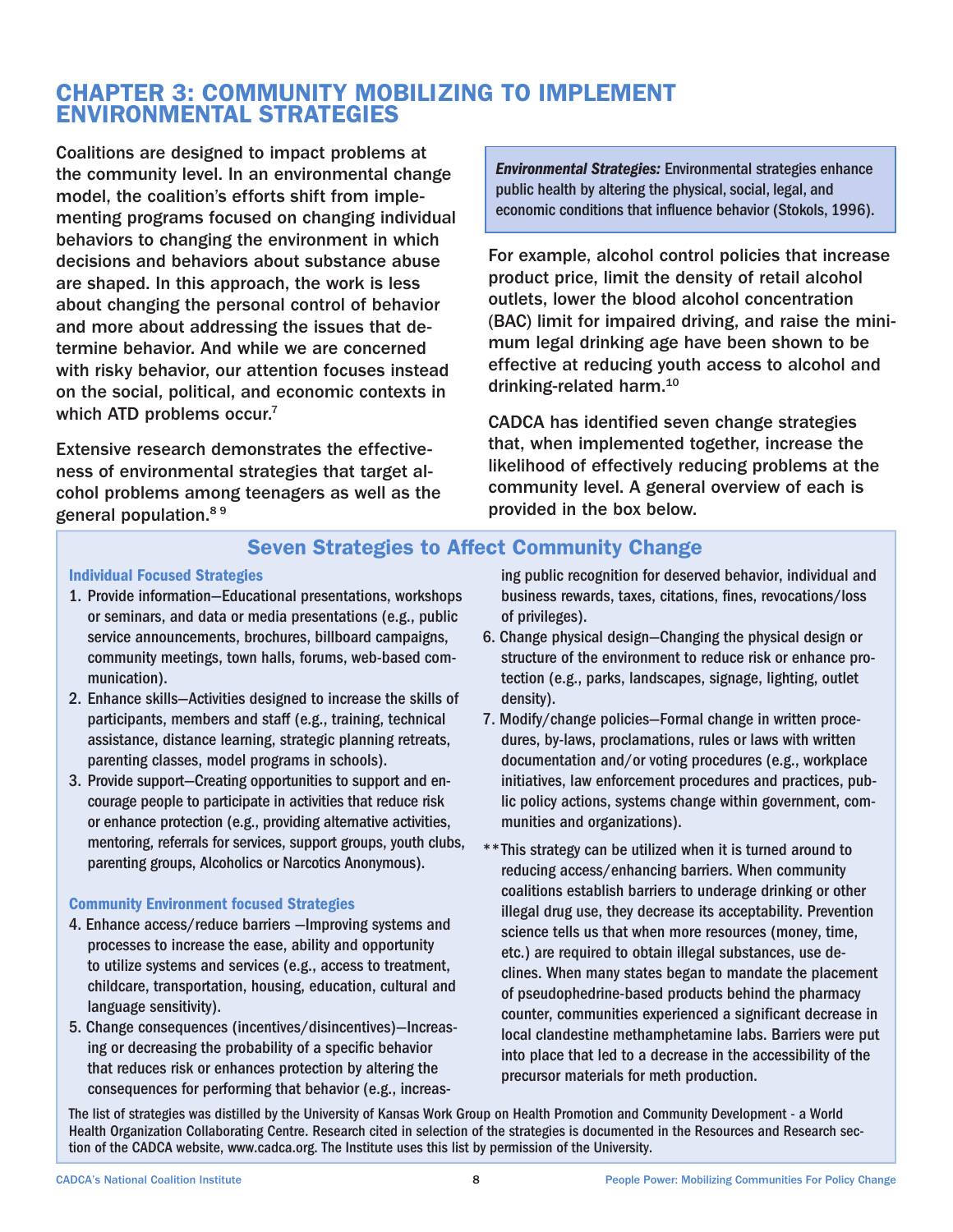# CHAPTER 3: COMMUNITY MOBILIZING TO IMPLEMENT ENVIRONMENTAL STRATEGIES

Coalitions are designed to impact problems at the community level. In an environmental change model, the coalition's efforts shift from implementing programs focused on changing individual behaviors to changing the environment in which decisions and behaviors about substance abuse are shaped. In this approach, the work is less about changing the personal control of behavior and more about addressing the issues that determine behavior. And while we are concerned with risky behavior, our attention focuses instead on the social, political, and economic contexts in which ATD problems occur.[7]

Extensive research demonstrates the effectiveness of environmental strategies that target alcohol problems among teenagers as well as the general population.[8 9]

> ***Environmental Strategies:*** Environmental strategies enhance public health by altering the physical, social, legal, and economic conditions that influence behavior (Stokols, 1996).

For example, alcohol control policies that increase product price, limit the density of retail alcohol outlets, lower the blood alcohol concentration (BAC) limit for impaired driving, and raise the minimum legal drinking age have been shown to be effective at reducing youth access to alcohol and drinking-related harm.[10]

CADCA has identified seven change strategies that, when implemented together, increase the likelihood of effectively reducing problems at the community level. A general overview of each is provided in the box below.

## Seven Strategies to Affect Community Change

### Individual Focused Strategies

1. Provide information—Educational presentations, workshops or seminars, and data or media presentations (e.g., public service announcements, brochures, billboard campaigns, community meetings, town halls, forums, web-based communication).
2. Enhance skills—Activities designed to increase the skills of participants, members and staff (e.g., training, technical assistance, distance learning, strategic planning retreats, parenting classes, model programs in schools).
3. Provide support—Creating opportunities to support and encourage people to participate in activities that reduce risk or enhance protection (e.g., providing alternative activities, mentoring, referrals for services, support groups, youth clubs, parenting groups, Alcoholics or Narcotics Anonymous).

### Community Environment focused Strategies

4. Enhance access/reduce barriers —Improving systems and processes to increase the ease, ability and opportunity to utilize systems and services (e.g., access to treatment, childcare, transportation, housing, education, cultural and language sensitivity).
5. Change consequences (incentives/disincentives)—Increasing or decreasing the probability of a specific behavior that reduces risk or enhances protection by altering the consequences for performing that behavior (e.g., increasing public recognition for deserved behavior, individual and business rewards, taxes, citations, fines, revocations/loss of privileges).
6. Change physical design—Changing the physical design or structure of the environment to reduce risk or enhance protection (e.g., parks, landscapes, signage, lighting, outlet density).
7. Modify/change policies—Formal change in written procedures, by-laws, proclamations, rules or laws with written documentation and/or voting procedures (e.g., workplace initiatives, law enforcement procedures and practices, public policy actions, systems change within government, communities and organizations).

**This strategy can be utilized when it is turned around to reducing access/enhancing barriers. When community coalitions establish barriers to underage drinking or other illegal drug use, they decrease its acceptability. Prevention science tells us that when more resources (money, time, etc.) are required to obtain illegal substances, use declines. When many states began to mandate the placement of pseudophedrine-based products behind the pharmacy counter, communities experienced a significant decrease in local clandestine methamphetamine labs. Barriers were put into place that led to a decrease in the accessibility of the precursor materials for meth production.

The list of strategies was distilled by the University of Kansas Work Group on Health Promotion and Community Development - a World Health Organization Collaborating Centre. Research cited in selection of the strategies is documented in the Resources and Research section of the CADCA website, www.cadca.org. The Institute uses this list by permission of the University.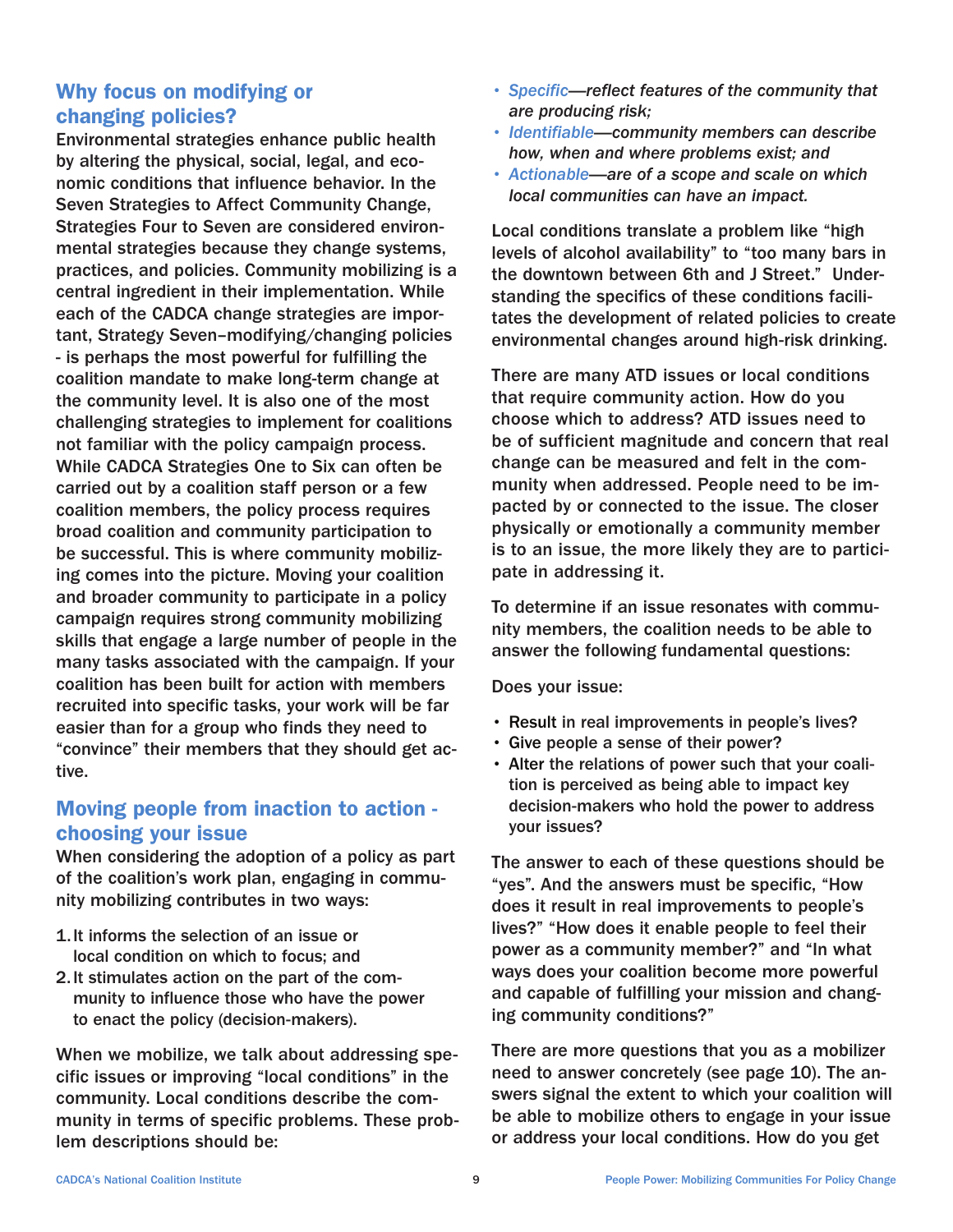## Why focus on modifying or changing policies?

Environmental strategies enhance public health by altering the physical, social, legal, and economic conditions that influence behavior. In the Seven Strategies to Affect Community Change, Strategies Four to Seven are considered environmental strategies because they change systems, practices, and policies. Community mobilizing is a central ingredient in their implementation. While each of the CADCA change strategies are important, Strategy Seven–modifying/changing policies - is perhaps the most powerful for fulfilling the coalition mandate to make long-term change at the community level. It is also one of the most challenging strategies to implement for coalitions not familiar with the policy campaign process. While CADCA Strategies One to Six can often be carried out by a coalition staff person or a few coalition members, the policy process requires broad coalition and community participation to be successful. This is where community mobilizing comes into the picture. Moving your coalition and broader community to participate in a policy campaign requires strong community mobilizing skills that engage a large number of people in the many tasks associated with the campaign. If your coalition has been built for action with members recruited into specific tasks, your work will be far easier than for a group who finds they need to "convince" their members that they should get active.

## Moving people from inaction to action - choosing your issue

When considering the adoption of a policy as part of the coalition's work plan, engaging in community mobilizing contributes in two ways:

1. It informs the selection of an issue or local condition on which to focus; and
2. It stimulates action on the part of the community to influence those who have the power to enact the policy (decision-makers).

When we mobilize, we talk about addressing specific issues or improving "local conditions" in the community. Local conditions describe the community in terms of specific problems. These problem descriptions should be:

- *Specific—reflect features of the community that are producing risk;*
- *Identifiable—community members can describe how, when and where problems exist; and*
- *Actionable—are of a scope and scale on which local communities can have an impact.*

Local conditions translate a problem like "high levels of alcohol availability" to "too many bars in the downtown between 6th and J Street." Understanding the specifics of these conditions facilitates the development of related policies to create environmental changes around high-risk drinking.

There are many ATD issues or local conditions that require community action. How do you choose which to address? ATD issues need to be of sufficient magnitude and concern that real change can be measured and felt in the community when addressed. People need to be impacted by or connected to the issue. The closer physically or emotionally a community member is to an issue, the more likely they are to participate in addressing it.

To determine if an issue resonates with community members, the coalition needs to be able to answer the following fundamental questions:

Does your issue:

- Result in real improvements in people's lives?
- Give people a sense of their power?
- Alter the relations of power such that your coalition is perceived as being able to impact key decision-makers who hold the power to address your issues?

The answer to each of these questions should be "yes". And the answers must be specific, "How does it result in real improvements to people's lives?" "How does it enable people to feel their power as a community member?" and "In what ways does your coalition become more powerful and capable of fulfilling your mission and changing community conditions?"

There are more questions that you as a mobilizer need to answer concretely (see page 10). The answers signal the extent to which your coalition will be able to mobilize others to engage in your issue or address your local conditions. How do you get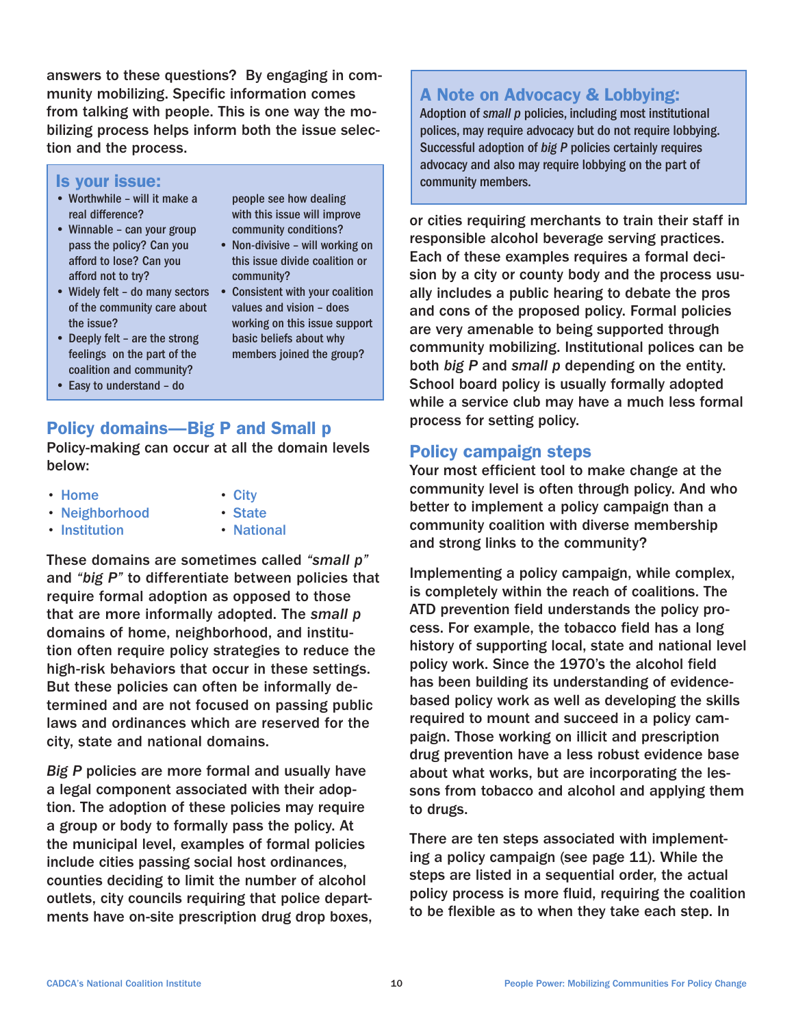answers to these questions? By engaging in community mobilizing. Specific information comes from talking with people. This is one way the mobilizing process helps inform both the issue selection and the process.

## Is your issue:

- Worthwhile – will it make a real difference?
- Winnable – can your group pass the policy? Can you afford to lose? Can you afford not to try?
- Widely felt – do many sectors of the community care about the issue?
- Deeply felt – are the strong feelings on the part of the coalition and community?
- Easy to understand – do people see how dealing with this issue will improve community conditions?
- Non-divisive – will working on this issue divide coalition or community?
- Consistent with your coalition values and vision – does working on this issue support basic beliefs about why members joined the group?

## Policy domains—Big P and Small p

Policy-making can occur at all the domain levels below:

- Home
- Neighborhood
- Institution
- City
- State
- National

These domains are sometimes called *"small p"* and *"big P"* to differentiate between policies that require formal adoption as opposed to those that are more informally adopted. The *small p* domains of home, neighborhood, and institution often require policy strategies to reduce the high-risk behaviors that occur in these settings. But these policies can often be informally determined and are not focused on passing public laws and ordinances which are reserved for the city, state and national domains.

*Big P* policies are more formal and usually have a legal component associated with their adoption. The adoption of these policies may require a group or body to formally pass the policy. At the municipal level, examples of formal policies include cities passing social host ordinances, counties deciding to limit the number of alcohol outlets, city councils requiring that police departments have on-site prescription drug drop boxes, or cities requiring merchants to train their staff in responsible alcohol beverage serving practices. Each of these examples requires a formal decision by a city or county body and the process usually includes a public hearing to debate the pros and cons of the proposed policy. Formal policies are very amenable to being supported through community mobilizing. Institutional polices can be both *big P* and *small p* depending on the entity. School board policy is usually formally adopted while a service club may have a much less formal process for setting policy.

## A Note on Advocacy & Lobbying:

Adoption of *small p* policies, including most institutional polices, may require advocacy but do not require lobbying. Successful adoption of *big P* policies certainly requires advocacy and also may require lobbying on the part of community members.

## Policy campaign steps

Your most efficient tool to make change at the community level is often through policy. And who better to implement a policy campaign than a community coalition with diverse membership and strong links to the community?

Implementing a policy campaign, while complex, is completely within the reach of coalitions. The ATD prevention field understands the policy process. For example, the tobacco field has a long history of supporting local, state and national level policy work. Since the 1970's the alcohol field has been building its understanding of evidence-based policy work as well as developing the skills required to mount and succeed in a policy campaign. Those working on illicit and prescription drug prevention have a less robust evidence base about what works, but are incorporating the lessons from tobacco and alcohol and applying them to drugs.

There are ten steps associated with implementing a policy campaign (see page 11). While the steps are listed in a sequential order, the actual policy process is more fluid, requiring the coalition to be flexible as to when they take each step. In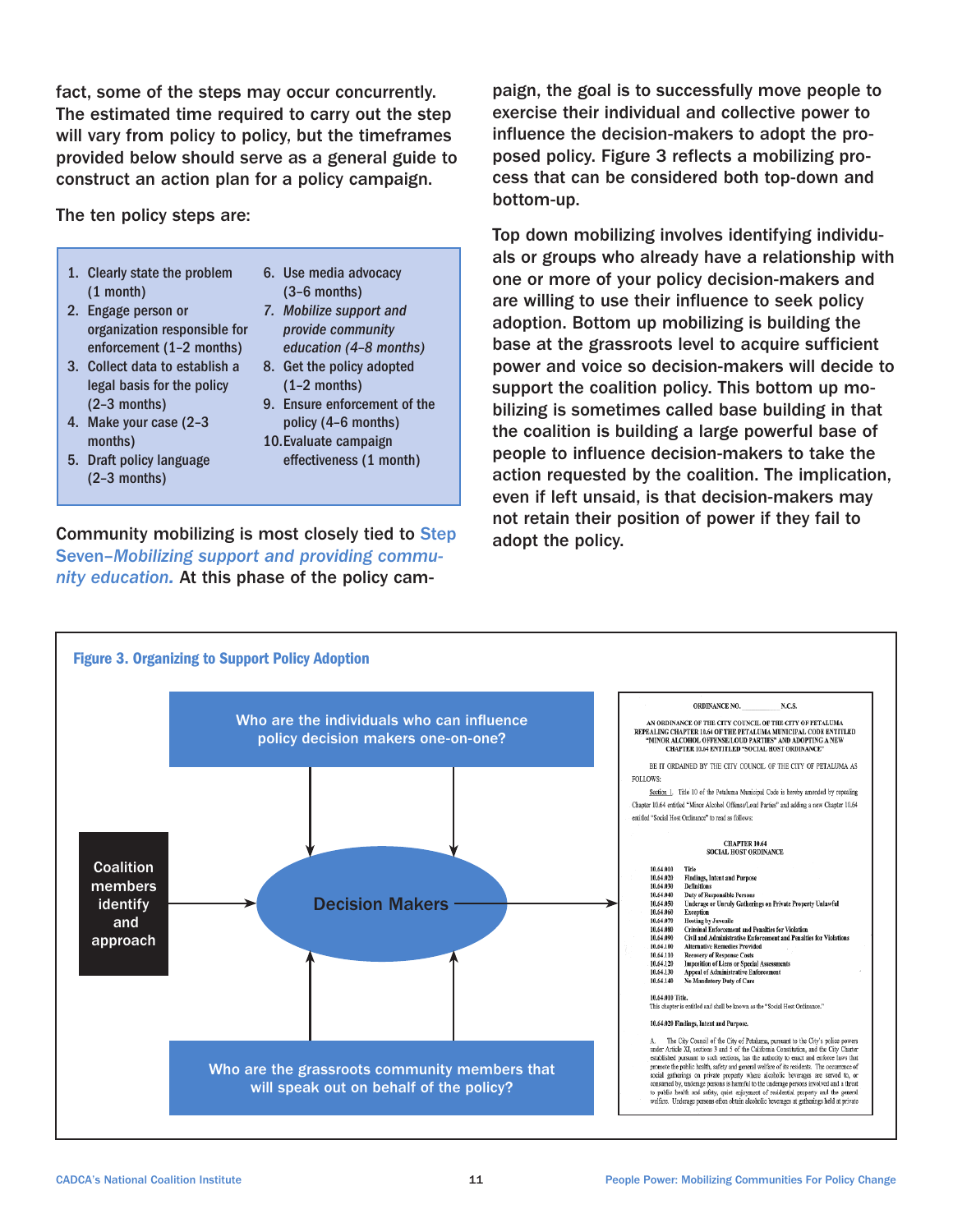fact, some of the steps may occur concurrently. The estimated time required to carry out the step will vary from policy to policy, but the timeframes provided below should serve as a general guide to construct an action plan for a policy campaign.

The ten policy steps are:

1. Clearly state the problem (1 month)
2. Engage person or organization responsible for enforcement (1–2 months)
3. Collect data to establish a legal basis for the policy (2–3 months)
4. Make your case (2–3 months)
5. Draft policy language (2–3 months)
6. Use media advocacy (3–6 months)
7. *Mobilize support and provide community education (4–8 months)*
8. Get the policy adopted (1–2 months)
9. Ensure enforcement of the policy (4–6 months)
10. Evaluate campaign effectiveness (1 month)

Community mobilizing is most closely tied to Step Seven–*Mobilizing support and providing community education.* At this phase of the policy campaign, the goal is to successfully move people to exercise their individual and collective power to influence the decision-makers to adopt the proposed policy. Figure 3 reflects a mobilizing process that can be considered both top-down and bottom-up.

Top down mobilizing involves identifying individuals or groups who already have a relationship with one or more of your policy decision-makers and are willing to use their influence to seek policy adoption. Bottom up mobilizing is building the base at the grassroots level to acquire sufficient power and voice so decision-makers will decide to support the coalition policy. This bottom up mobilizing is sometimes called base building in that the coalition is building a large powerful base of people to influence decision-makers to take the action requested by the coalition. The implication, even if left unsaid, is that decision-makers may not retain their position of power if they fail to adopt the policy.

**Figure 3. Organizing to Support Policy Adoption**

Who are the individuals who can influence policy decision makers one-on-one?

Coalition members identify and approach

Decision Makers

Who are the grassroots community members that will speak out on behalf of the policy?

ORDINANCE NO. ______ N.C.S.

AN ORDINANCE OF THE CITY COUNCIL OF THE CITY OF PETALUMA REPEALING CHAPTER 10.64 OF THE PETALUMA MUNICIPAL CODE ENTITLED "MINOR ALCOHOL OFFENSE/LOUD PARTIES" AND ADOPTING A NEW CHAPTER 10.64 ENTITLED "SOCIAL HOST ORDINANCE"

BE IT ORDAINED BY THE CITY COUNCIL OF THE CITY OF PETALUMA AS FOLLOWS:

Section 1. Title 10 of the Petaluma Municipal Code is hereby amended by repealing Chapter 10.64 entitled "Minor Alcohol Offense/Loud Parties" and adding a new Chapter 10.64 entitled "Social Host Ordinance" to read as follows:

CHAPTER 10.64
SOCIAL HOST ORDINANCE

| | |
|---|---|
| 10.64.010 | Title |
| 10.64.020 | Findings, Intent and Purpose |
| 10.64.030 | Definitions |
| 10.64.040 | Duty of Responsible Persons |
| 10.64.050 | Underage or Unruly Gatherings on Private Property Unlawful |
| 10.64.060 | Exception |
| 10.64.070 | Hosting by Juvenile |
| 10.64.080 | Criminal Enforcement and Penalties for Violation |
| 10.64.090 | Civil and Administrative Enforcement and Penalties for Violations |
| 10.64.100 | Alternative Remedies Provided |
| 10.64.110 | Recovery of Response Costs |
| 10.64.120 | Imposition of Liens or Special Assessments |
| 10.64.130 | Appeal of Administrative Enforcement |
| 10.64.140 | No Mandatory Duty of Care |

10.64.010 Title.
This chapter is entitled and shall be known as the "Social Host Ordinance."

10.64.020 Findings, Intent and Purpose.

A. The City Council of the City of Petaluma, pursuant to the City's police powers under Article XI, sections 3 and 5 of the California Constitution, and the City Charter established pursuant to such sections, has the authority to enact and enforce laws that promote the public health, safety and general welfare of its residents. The occurrence of social gatherings on private property where alcoholic beverages are served to, or consumed by, underage persons is harmful to the underage persons involved and a threat to public health and safety, quiet enjoyment of residential property and the general welfare. Underage persons often obtain alcoholic beverages at gatherings held at private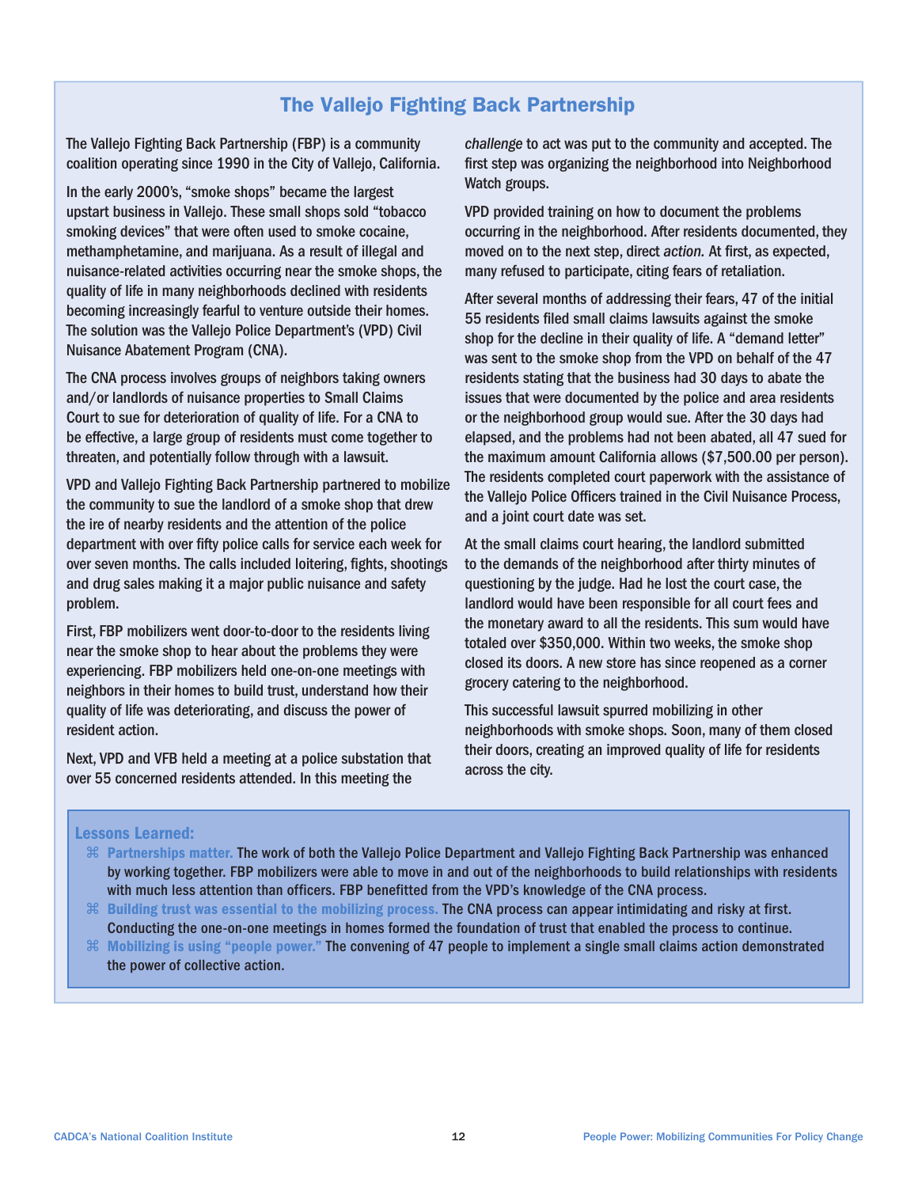## The Vallejo Fighting Back Partnership

The Vallejo Fighting Back Partnership (FBP) is a community coalition operating since 1990 in the City of Vallejo, California.

In the early 2000's, "smoke shops" became the largest upstart business in Vallejo. These small shops sold "tobacco smoking devices" that were often used to smoke cocaine, methamphetamine, and marijuana. As a result of illegal and nuisance-related activities occurring near the smoke shops, the quality of life in many neighborhoods declined with residents becoming increasingly fearful to venture outside their homes. The solution was the Vallejo Police Department's (VPD) Civil Nuisance Abatement Program (CNA).

The CNA process involves groups of neighbors taking owners and/or landlords of nuisance properties to Small Claims Court to sue for deterioration of quality of life. For a CNA to be effective, a large group of residents must come together to threaten, and potentially follow through with a lawsuit.

VPD and Vallejo Fighting Back Partnership partnered to mobilize the community to sue the landlord of a smoke shop that drew the ire of nearby residents and the attention of the police department with over fifty police calls for service each week for over seven months. The calls included loitering, fights, shootings and drug sales making it a major public nuisance and safety problem.

First, FBP mobilizers went door-to-door to the residents living near the smoke shop to hear about the problems they were experiencing. FBP mobilizers held one-on-one meetings with neighbors in their homes to build trust, understand how their quality of life was deteriorating, and discuss the power of resident action.

Next, VPD and VFB held a meeting at a police substation that over 55 concerned residents attended. In this meeting the *challenge* to act was put to the community and accepted. The first step was organizing the neighborhood into Neighborhood Watch groups.

VPD provided training on how to document the problems occurring in the neighborhood. After residents documented, they moved on to the next step, direct *action.* At first, as expected, many refused to participate, citing fears of retaliation.

After several months of addressing their fears, 47 of the initial 55 residents filed small claims lawsuits against the smoke shop for the decline in their quality of life. A "demand letter" was sent to the smoke shop from the VPD on behalf of the 47 residents stating that the business had 30 days to abate the issues that were documented by the police and area residents or the neighborhood group would sue. After the 30 days had elapsed, and the problems had not been abated, all 47 sued for the maximum amount California allows ($7,500.00 per person). The residents completed court paperwork with the assistance of the Vallejo Police Officers trained in the Civil Nuisance Process, and a joint court date was set.

At the small claims court hearing, the landlord submitted to the demands of the neighborhood after thirty minutes of questioning by the judge. Had he lost the court case, the landlord would have been responsible for all court fees and the monetary award to all the residents. This sum would have totaled over $350,000. Within two weeks, the smoke shop closed its doors. A new store has since reopened as a corner grocery catering to the neighborhood.

This successful lawsuit spurred mobilizing in other neighborhoods with smoke shops. Soon, many of them closed their doors, creating an improved quality of life for residents across the city.

**Lessons Learned:**

- **Partnerships matter.** The work of both the Vallejo Police Department and Vallejo Fighting Back Partnership was enhanced by working together. FBP mobilizers were able to move in and out of the neighborhoods to build relationships with residents with much less attention than officers. FBP benefitted from the VPD's knowledge of the CNA process.
- **Building trust was essential to the mobilizing process.** The CNA process can appear intimidating and risky at first. Conducting the one-on-one meetings in homes formed the foundation of trust that enabled the process to continue.
- **Mobilizing is using "people power."** The convening of 47 people to implement a single small claims action demonstrated the power of collective action.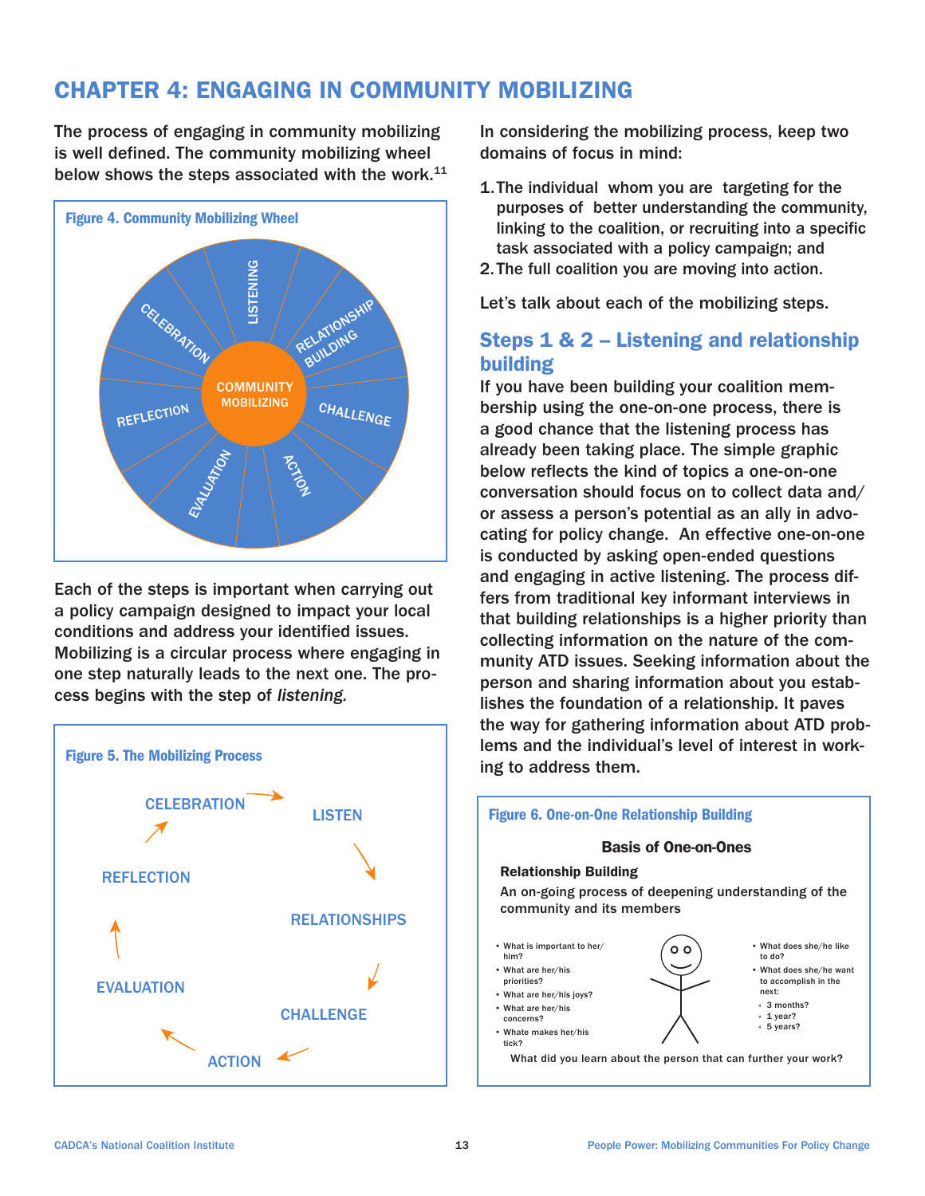# CHAPTER 4: ENGAGING IN COMMUNITY MOBILIZING

The process of engaging in community mobilizing is well defined. The community mobilizing wheel below shows the steps associated with the work.[11]

**Figure 4. Community Mobilizing Wheel**

COMMUNITY MOBILIZING

LISTENING, RELATIONSHIP BUILDING, CHALLENGE, ACTION, EVALUATION, REFLECTION, CELEBRATION

Each of the steps is important when carrying out a policy campaign designed to impact your local conditions and address your identified issues. Mobilizing is a circular process where engaging in one step naturally leads to the next one. The process begins with the step of *listening.*

**Figure 5. The Mobilizing Process**

LISTEN → RELATIONSHIPS → CHALLENGE → ACTION → EVALUATION → REFLECTION → CELEBRATION → LISTEN

In considering the mobilizing process, keep two domains of focus in mind:

1. The individual whom you are targeting for the purposes of better understanding the community, linking to the coalition, or recruiting into a specific task associated with a policy campaign; and
2. The full coalition you are moving into action.

Let's talk about each of the mobilizing steps.

## Steps 1 & 2 – Listening and relationship building

If you have been building your coalition membership using the one-on-one process, there is a good chance that the listening process has already been taking place. The simple graphic below reflects the kind of topics a one-on-one conversation should focus on to collect data and/or assess a person's potential as an ally in advocating for policy change. An effective one-on-one is conducted by asking open-ended questions and engaging in active listening. The process differs from traditional key informant interviews in that building relationships is a higher priority than collecting information on the nature of the community ATD issues. Seeking information about the person and sharing information about you establishes the foundation of a relationship. It paves the way for gathering information about ATD problems and the individual's level of interest in working to address them.

**Figure 6. One-on-One Relationship Building**

**Basis of One-on-Ones**

**Relationship Building**

An on-going process of deepening understanding of the community and its members

- What is important to her/him?
- What are her/his priorities?
- What are her/his joys?
- What are her/his concerns?
- Whate makes her/his tick?

- What does she/he like to do?
- What does she/he want to accomplish in the next:
  - 3 months?
  - 1 year?
  - 5 years?

What did you learn about the person that can further your work?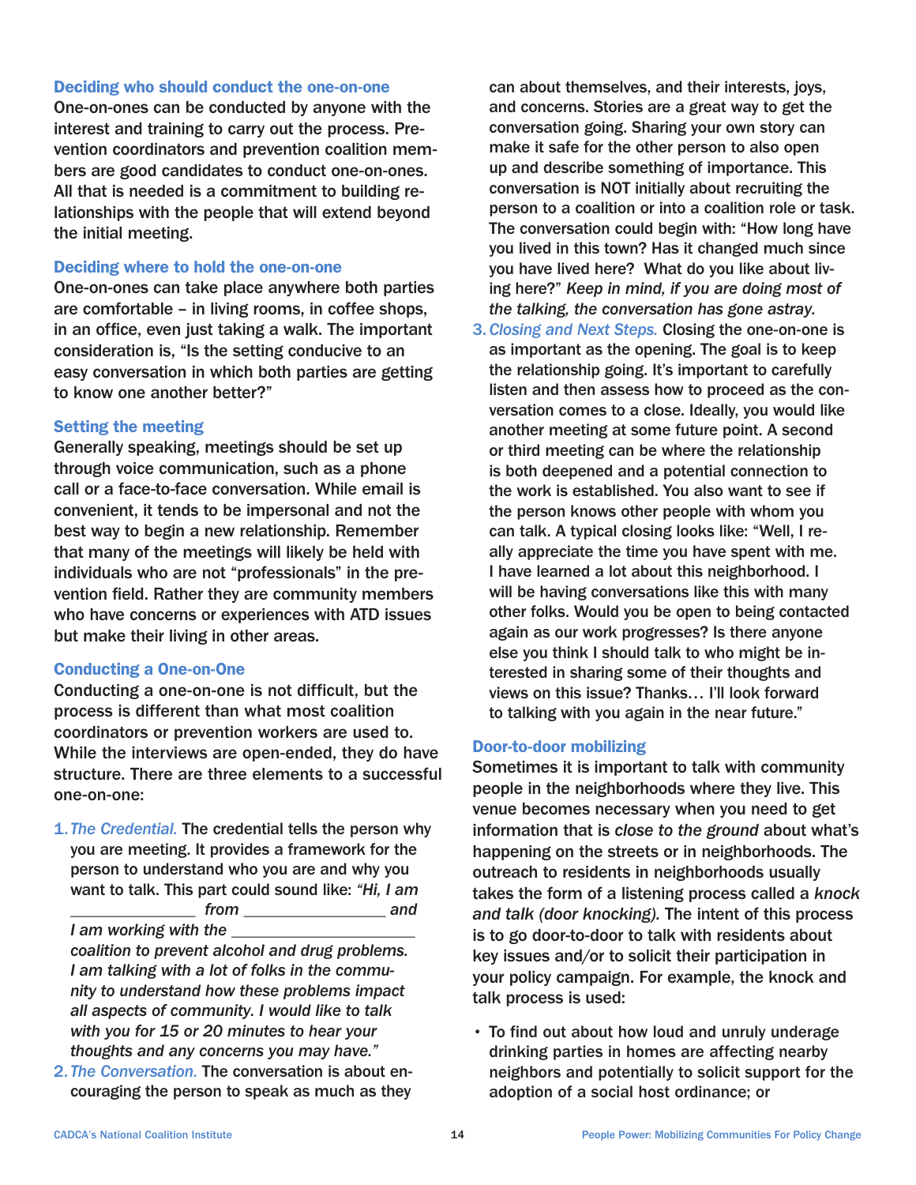### Deciding who should conduct the one-on-one

One-on-ones can be conducted by anyone with the interest and training to carry out the process. Prevention coordinators and prevention coalition members are good candidates to conduct one-on-ones. All that is needed is a commitment to building relationships with the people that will extend beyond the initial meeting.

### Deciding where to hold the one-on-one

One-on-ones can take place anywhere both parties are comfortable – in living rooms, in coffee shops, in an office, even just taking a walk. The important consideration is, "Is the setting conducive to an easy conversation in which both parties are getting to know one another better?"

### Setting the meeting

Generally speaking, meetings should be set up through voice communication, such as a phone call or a face-to-face conversation. While email is convenient, it tends to be impersonal and not the best way to begin a new relationship. Remember that many of the meetings will likely be held with individuals who are not "professionals" in the prevention field. Rather they are community members who have concerns or experiences with ATD issues but make their living in other areas.

### Conducting a One-on-One

Conducting a one-on-one is not difficult, but the process is different than what most coalition coordinators or prevention workers are used to. While the interviews are open-ended, they do have structure. There are three elements to a successful one-on-one:

1. *The Credential.* The credential tells the person why you are meeting. It provides a framework for the person to understand who you are and why you want to talk. This part could sound like: *"Hi, I am _______________ from _________________ and I am working with the _____________________ coalition to prevent alcohol and drug problems. I am talking with a lot of folks in the community to understand how these problems impact all aspects of community. I would like to talk with you for 15 or 20 minutes to hear your thoughts and any concerns you may have."*
2. *The Conversation.* The conversation is about encouraging the person to speak as much as they can about themselves, and their interests, joys, and concerns. Stories are a great way to get the conversation going. Sharing your own story can make it safe for the other person to also open up and describe something of importance. This conversation is NOT initially about recruiting the person to a coalition or into a coalition role or task. The conversation could begin with: "How long have you lived in this town? Has it changed much since you have lived here? What do you like about living here?" *Keep in mind, if you are doing most of the talking, the conversation has gone astray.*
3. *Closing and Next Steps.* Closing the one-on-one is as important as the opening. The goal is to keep the relationship going. It's important to carefully listen and then assess how to proceed as the conversation comes to a close. Ideally, you would like another meeting at some future point. A second or third meeting can be where the relationship is both deepened and a potential connection to the work is established. You also want to see if the person knows other people with whom you can talk. A typical closing looks like: "Well, I really appreciate the time you have spent with me. I have learned a lot about this neighborhood. I will be having conversations like this with many other folks. Would you be open to being contacted again as our work progresses? Is there anyone else you think I should talk to who might be interested in sharing some of their thoughts and views on this issue? Thanks… I'll look forward to talking with you again in the near future."

### Door-to-door mobilizing

Sometimes it is important to talk with community people in the neighborhoods where they live. This venue becomes necessary when you need to get information that is *close to the ground* about what's happening on the streets or in neighborhoods. The outreach to residents in neighborhoods usually takes the form of a listening process called a *knock and talk (door knocking).* The intent of this process is to go door-to-door to talk with residents about key issues and/or to solicit their participation in your policy campaign. For example, the knock and talk process is used:

- To find out about how loud and unruly underage drinking parties in homes are affecting nearby neighbors and potentially to solicit support for the adoption of a social host ordinance; or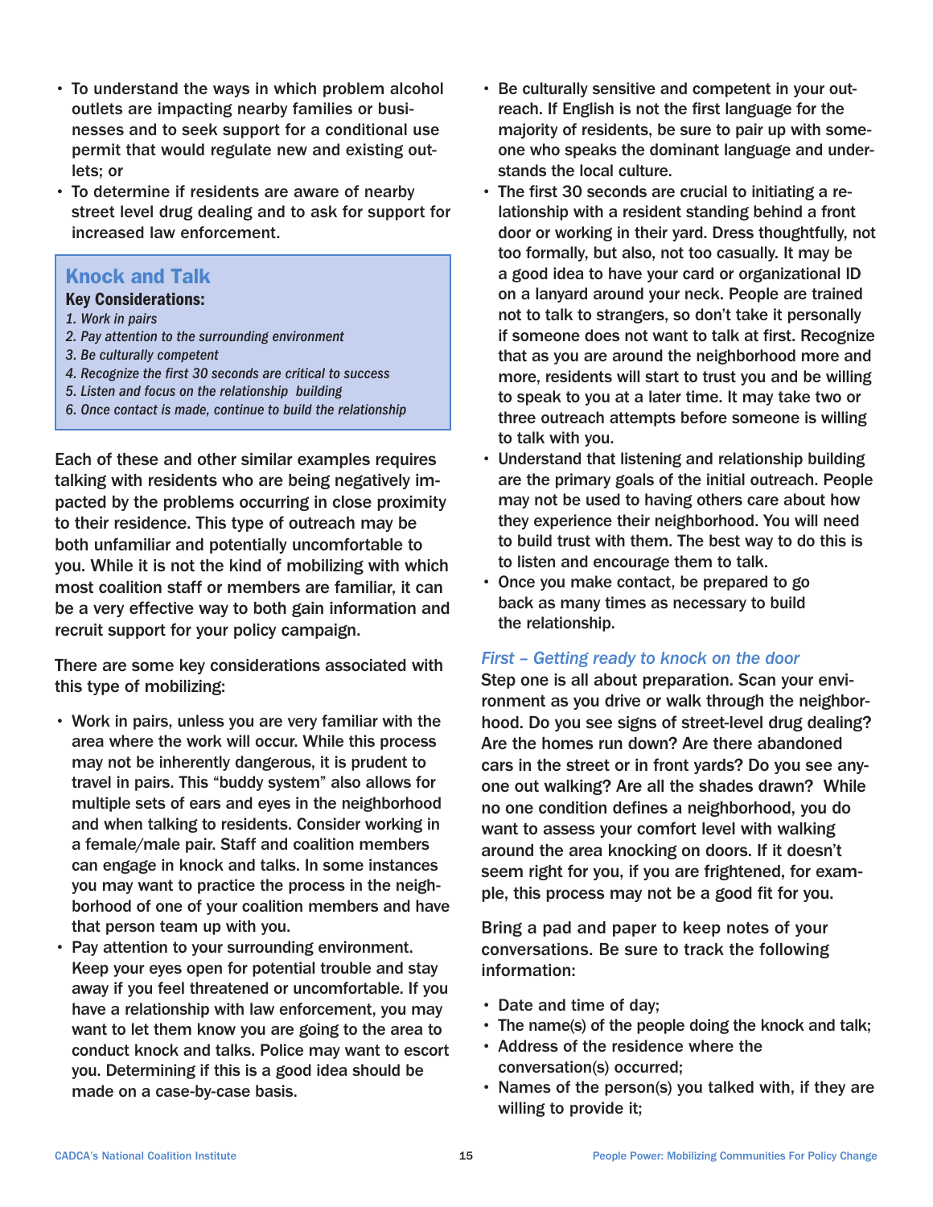- To understand the ways in which problem alcohol outlets are impacting nearby families or businesses and to seek support for a conditional use permit that would regulate new and existing outlets; or
- To determine if residents are aware of nearby street level drug dealing and to ask for support for increased law enforcement.

> ## Knock and Talk
> **Key Considerations:**
> 1. *Work in pairs*
> 2. *Pay attention to the surrounding environment*
> 3. *Be culturally competent*
> 4. *Recognize the first 30 seconds are critical to success*
> 5. *Listen and focus on the relationship building*
> 6. *Once contact is made, continue to build the relationship*

Each of these and other similar examples requires talking with residents who are being negatively impacted by the problems occurring in close proximity to their residence. This type of outreach may be both unfamiliar and potentially uncomfortable to you. While it is not the kind of mobilizing with which most coalition staff or members are familiar, it can be a very effective way to both gain information and recruit support for your policy campaign.

There are some key considerations associated with this type of mobilizing:

- Work in pairs, unless you are very familiar with the area where the work will occur. While this process may not be inherently dangerous, it is prudent to travel in pairs. This "buddy system" also allows for multiple sets of ears and eyes in the neighborhood and when talking to residents. Consider working in a female/male pair. Staff and coalition members can engage in knock and talks. In some instances you may want to practice the process in the neighborhood of one of your coalition members and have that person team up with you.
- Pay attention to your surrounding environment. Keep your eyes open for potential trouble and stay away if you feel threatened or uncomfortable. If you have a relationship with law enforcement, you may want to let them know you are going to the area to conduct knock and talks. Police may want to escort you. Determining if this is a good idea should be made on a case-by-case basis.
- Be culturally sensitive and competent in your outreach. If English is not the first language for the majority of residents, be sure to pair up with someone who speaks the dominant language and understands the local culture.
- The first 30 seconds are crucial to initiating a relationship with a resident standing behind a front door or working in their yard. Dress thoughtfully, not too formally, but also, not too casually. It may be a good idea to have your card or organizational ID on a lanyard around your neck. People are trained not to talk to strangers, so don't take it personally if someone does not want to talk at first. Recognize that as you are around the neighborhood more and more, residents will start to trust you and be willing to speak to you at a later time. It may take two or three outreach attempts before someone is willing to talk with you.
- Understand that listening and relationship building are the primary goals of the initial outreach. People may not be used to having others care about how they experience their neighborhood. You will need to build trust with them. The best way to do this is to listen and encourage them to talk.
- Once you make contact, be prepared to go back as many times as necessary to build the relationship.

### *First – Getting ready to knock on the door*

Step one is all about preparation. Scan your environment as you drive or walk through the neighborhood. Do you see signs of street-level drug dealing? Are the homes run down? Are there abandoned cars in the street or in front yards? Do you see anyone out walking? Are all the shades drawn? While no one condition defines a neighborhood, you do want to assess your comfort level with walking around the area knocking on doors. If it doesn't seem right for you, if you are frightened, for example, this process may not be a good fit for you.

Bring a pad and paper to keep notes of your conversations. Be sure to track the following information:

- Date and time of day;
- The name(s) of the people doing the knock and talk;
- Address of the residence where the conversation(s) occurred;
- Names of the person(s) you talked with, if they are willing to provide it;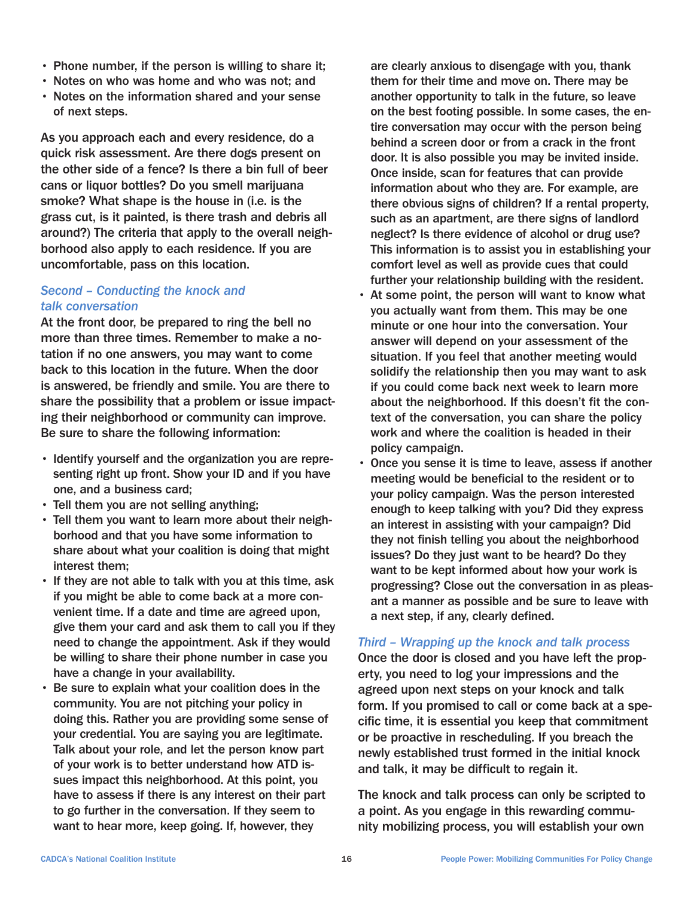- Phone number, if the person is willing to share it;
- Notes on who was home and who was not; and
- Notes on the information shared and your sense of next steps.

As you approach each and every residence, do a quick risk assessment. Are there dogs present on the other side of a fence? Is there a bin full of beer cans or liquor bottles? Do you smell marijuana smoke? What shape is the house in (i.e. is the grass cut, is it painted, is there trash and debris all around?) The criteria that apply to the overall neighborhood also apply to each residence. If you are uncomfortable, pass on this location.

### *Second – Conducting the knock and talk conversation*

At the front door, be prepared to ring the bell no more than three times. Remember to make a notation if no one answers, you may want to come back to this location in the future. When the door is answered, be friendly and smile. You are there to share the possibility that a problem or issue impacting their neighborhood or community can improve. Be sure to share the following information:

- Identify yourself and the organization you are representing right up front. Show your ID and if you have one, and a business card;
- Tell them you are not selling anything;
- Tell them you want to learn more about their neighborhood and that you have some information to share about what your coalition is doing that might interest them;
- If they are not able to talk with you at this time, ask if you might be able to come back at a more convenient time. If a date and time are agreed upon, give them your card and ask them to call you if they need to change the appointment. Ask if they would be willing to share their phone number in case you have a change in your availability.
- Be sure to explain what your coalition does in the community. You are not pitching your policy in doing this. Rather you are providing some sense of your credential. You are saying you are legitimate. Talk about your role, and let the person know part of your work is to better understand how ATD issues impact this neighborhood. At this point, you have to assess if there is any interest on their part to go further in the conversation. If they seem to want to hear more, keep going. If, however, they are clearly anxious to disengage with you, thank them for their time and move on. There may be another opportunity to talk in the future, so leave on the best footing possible. In some cases, the entire conversation may occur with the person being behind a screen door or from a crack in the front door. It is also possible you may be invited inside. Once inside, scan for features that can provide information about who they are. For example, are there obvious signs of children? If a rental property, such as an apartment, are there signs of landlord neglect? Is there evidence of alcohol or drug use? This information is to assist you in establishing your comfort level as well as provide cues that could further your relationship building with the resident.
- At some point, the person will want to know what you actually want from them. This may be one minute or one hour into the conversation. Your answer will depend on your assessment of the situation. If you feel that another meeting would solidify the relationship then you may want to ask if you could come back next week to learn more about the neighborhood. If this doesn't fit the context of the conversation, you can share the policy work and where the coalition is headed in their policy campaign.
- Once you sense it is time to leave, assess if another meeting would be beneficial to the resident or to your policy campaign. Was the person interested enough to keep talking with you? Did they express an interest in assisting with your campaign? Did they not finish telling you about the neighborhood issues? Do they just want to be heard? Do they want to be kept informed about how your work is progressing? Close out the conversation in as pleasant a manner as possible and be sure to leave with a next step, if any, clearly defined.

### *Third – Wrapping up the knock and talk process*

Once the door is closed and you have left the property, you need to log your impressions and the agreed upon next steps on your knock and talk form. If you promised to call or come back at a specific time, it is essential you keep that commitment or be proactive in rescheduling. If you breach the newly established trust formed in the initial knock and talk, it may be difficult to regain it.

The knock and talk process can only be scripted to a point. As you engage in this rewarding community mobilizing process, you will establish your own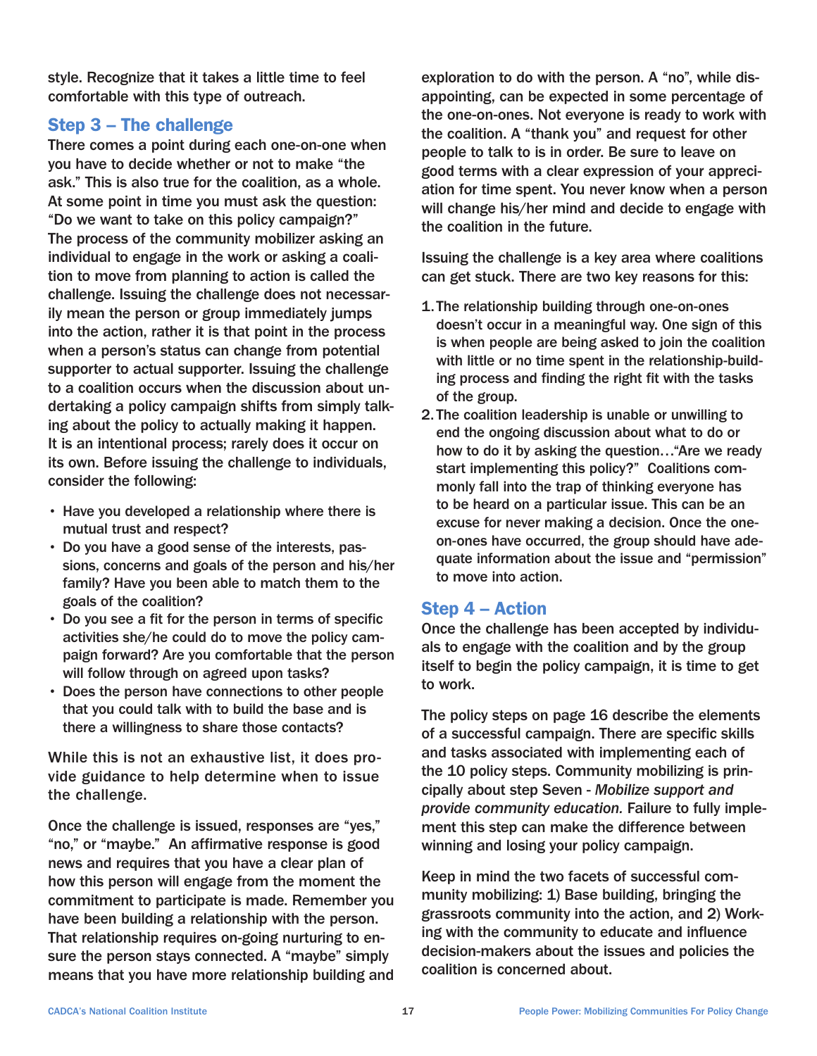style. Recognize that it takes a little time to feel comfortable with this type of outreach.

## Step 3 – The challenge

There comes a point during each one-on-one when you have to decide whether or not to make "the ask." This is also true for the coalition, as a whole. At some point in time you must ask the question: "Do we want to take on this policy campaign?" The process of the community mobilizer asking an individual to engage in the work or asking a coalition to move from planning to action is called the challenge. Issuing the challenge does not necessarily mean the person or group immediately jumps into the action, rather it is that point in the process when a person's status can change from potential supporter to actual supporter. Issuing the challenge to a coalition occurs when the discussion about undertaking a policy campaign shifts from simply talking about the policy to actually making it happen. It is an intentional process; rarely does it occur on its own. Before issuing the challenge to individuals, consider the following:

- Have you developed a relationship where there is mutual trust and respect?
- Do you have a good sense of the interests, passions, concerns and goals of the person and his/her family? Have you been able to match them to the goals of the coalition?
- Do you see a fit for the person in terms of specific activities she/he could do to move the policy campaign forward? Are you comfortable that the person will follow through on agreed upon tasks?
- Does the person have connections to other people that you could talk with to build the base and is there a willingness to share those contacts?

While this is not an exhaustive list, it does provide guidance to help determine when to issue the challenge.

Once the challenge is issued, responses are "yes," "no," or "maybe." An affirmative response is good news and requires that you have a clear plan of how this person will engage from the moment the commitment to participate is made. Remember you have been building a relationship with the person. That relationship requires on-going nurturing to ensure the person stays connected. A "maybe" simply means that you have more relationship building and exploration to do with the person. A "no", while disappointing, can be expected in some percentage of the one-on-ones. Not everyone is ready to work with the coalition. A "thank you" and request for other people to talk to is in order. Be sure to leave on good terms with a clear expression of your appreciation for time spent. You never know when a person will change his/her mind and decide to engage with the coalition in the future.

Issuing the challenge is a key area where coalitions can get stuck. There are two key reasons for this:

1. The relationship building through one-on-ones doesn't occur in a meaningful way. One sign of this is when people are being asked to join the coalition with little or no time spent in the relationship-building process and finding the right fit with the tasks of the group.
2. The coalition leadership is unable or unwilling to end the ongoing discussion about what to do or how to do it by asking the question…"Are we ready start implementing this policy?" Coalitions commonly fall into the trap of thinking everyone has to be heard on a particular issue. This can be an excuse for never making a decision. Once the one-on-ones have occurred, the group should have adequate information about the issue and "permission" to move into action.

## Step 4 – Action

Once the challenge has been accepted by individuals to engage with the coalition and by the group itself to begin the policy campaign, it is time to get to work.

The policy steps on page 16 describe the elements of a successful campaign. There are specific skills and tasks associated with implementing each of the 10 policy steps. Community mobilizing is principally about step Seven - *Mobilize support and provide community education.* Failure to fully implement this step can make the difference between winning and losing your policy campaign.

Keep in mind the two facets of successful community mobilizing: 1) Base building, bringing the grassroots community into the action, and 2) Working with the community to educate and influence decision-makers about the issues and policies the coalition is concerned about.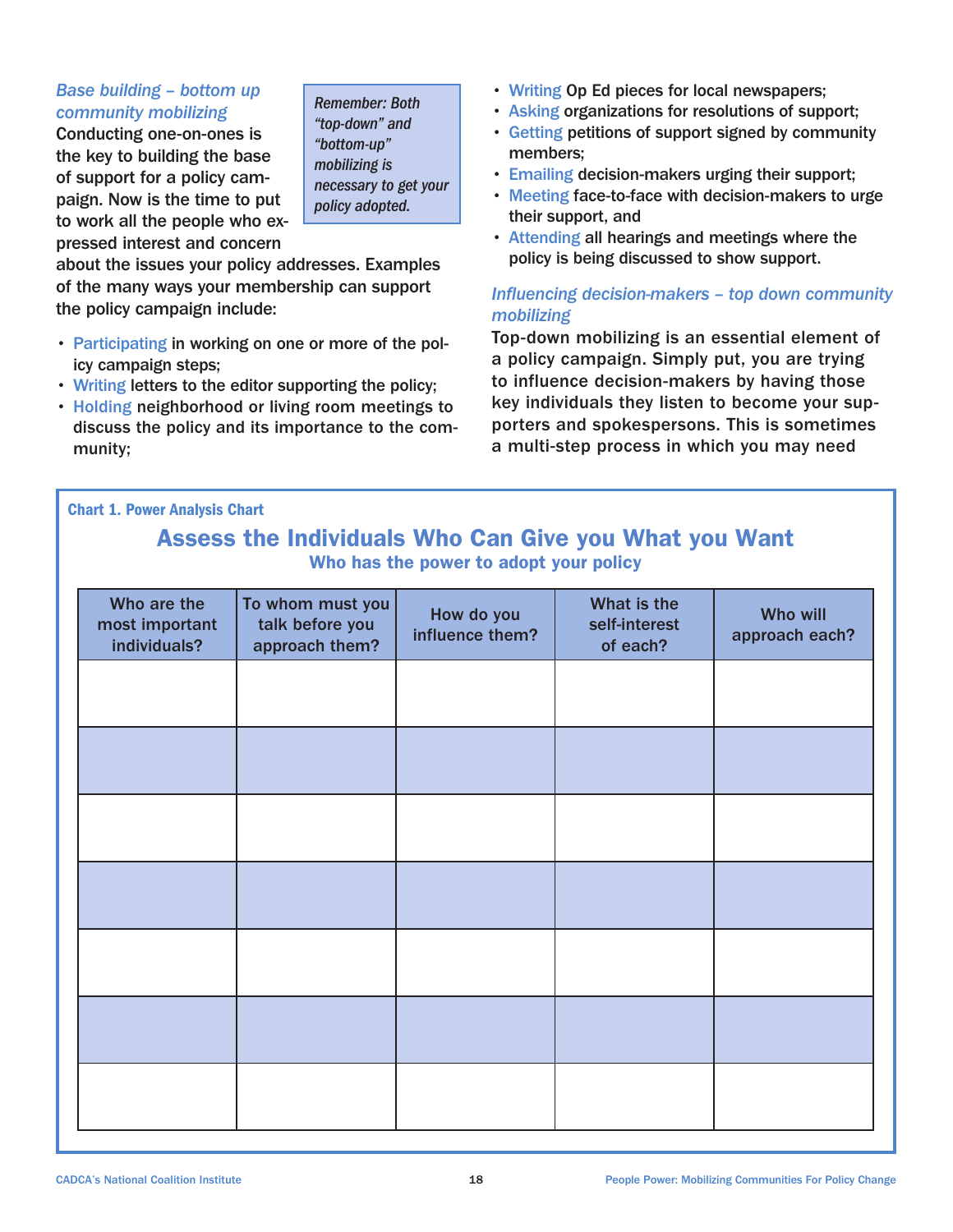*Base building – bottom up community mobilizing*

Conducting one-on-ones is the key to building the base of support for a policy campaign. Now is the time to put to work all the people who expressed interest and concern about the issues your policy addresses. Examples of the many ways your membership can support the policy campaign include:

> *Remember: Both "top-down" and "bottom-up" mobilizing is necessary to get your policy adopted.*

- Participating in working on one or more of the policy campaign steps;
- Writing letters to the editor supporting the policy;
- Holding neighborhood or living room meetings to discuss the policy and its importance to the community;
- Writing Op Ed pieces for local newspapers;
- Asking organizations for resolutions of support;
- Getting petitions of support signed by community members;
- Emailing decision-makers urging their support;
- Meeting face-to-face with decision-makers to urge their support, and
- Attending all hearings and meetings where the policy is being discussed to show support.

*Influencing decision-makers – top down community mobilizing*

Top-down mobilizing is an essential element of a policy campaign. Simply put, you are trying to influence decision-makers by having those key individuals they listen to become your supporters and spokespersons. This is sometimes a multi-step process in which you may need

**Chart 1. Power Analysis Chart**

## Assess the Individuals Who Can Give you What you Want

### Who has the power to adopt your policy

| Who are the most important individuals? | To whom must you talk before you approach them? | How do you influence them? | What is the self-interest of each? | Who will approach each? |
|---|---|---|---|---|
| | | | | |
| | | | | |
| | | | | |
| | | | | |
| | | | | |
| | | | | |
| | | | | |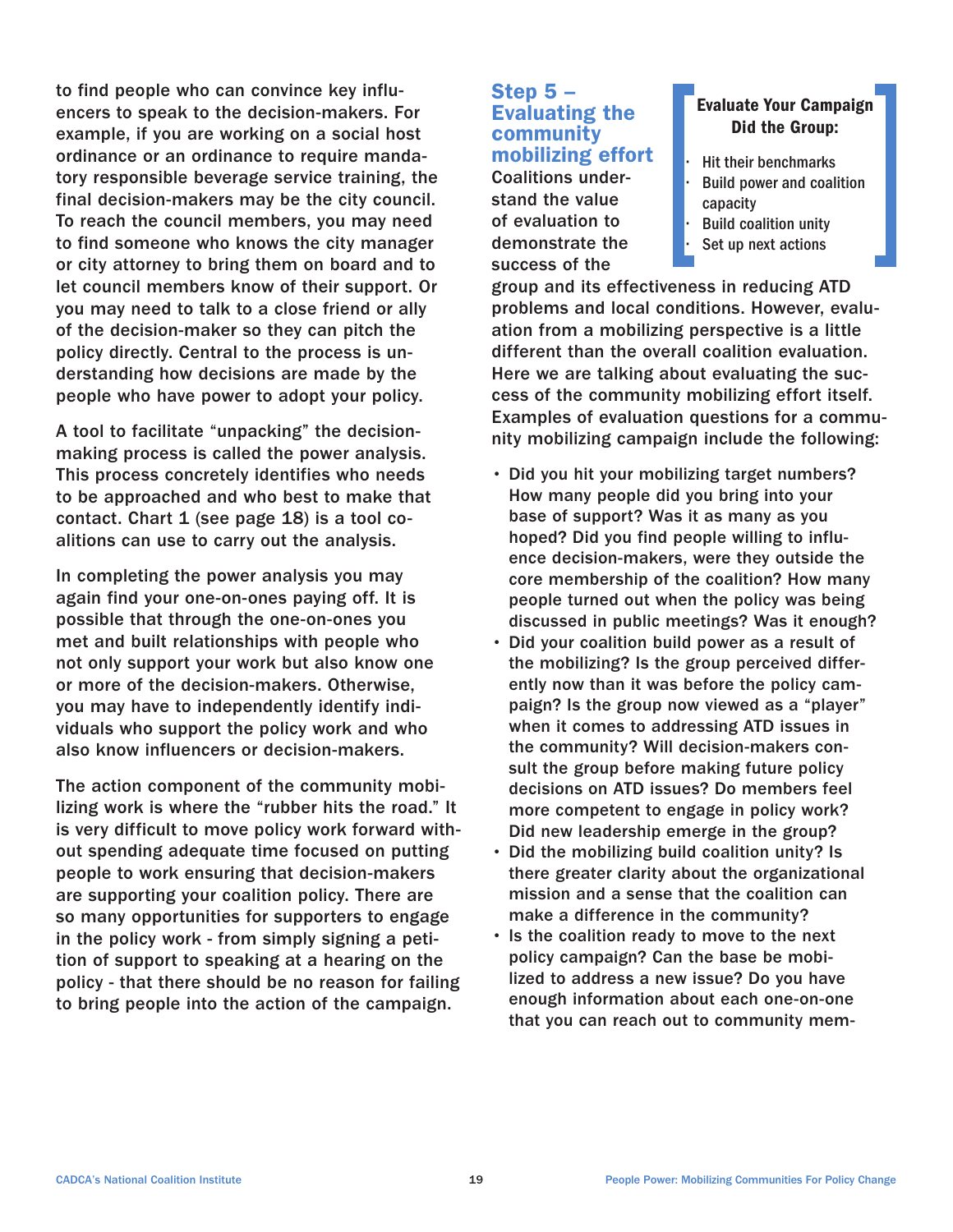to find people who can convince key influencers to speak to the decision-makers. For example, if you are working on a social host ordinance or an ordinance to require mandatory responsible beverage service training, the final decision-makers may be the city council. To reach the council members, you may need to find someone who knows the city manager or city attorney to bring them on board and to let council members know of their support. Or you may need to talk to a close friend or ally of the decision-maker so they can pitch the policy directly. Central to the process is understanding how decisions are made by the people who have power to adopt your policy.

A tool to facilitate "unpacking" the decision-making process is called the power analysis. This process concretely identifies who needs to be approached and who best to make that contact. Chart 1 (see page 18) is a tool coalitions can use to carry out the analysis.

In completing the power analysis you may again find your one-on-ones paying off. It is possible that through the one-on-ones you met and built relationships with people who not only support your work but also know one or more of the decision-makers. Otherwise, you may have to independently identify individuals who support the policy work and who also know influencers or decision-makers.

The action component of the community mobilizing work is where the "rubber hits the road." It is very difficult to move policy work forward without spending adequate time focused on putting people to work ensuring that decision-makers are supporting your coalition policy. There are so many opportunities for supporters to engage in the policy work - from simply signing a petition of support to speaking at a hearing on the policy - that there should be no reason for failing to bring people into the action of the campaign.

## Step 5 – Evaluating the community mobilizing effort

**Evaluate Your Campaign**
**Did the Group:**

- Hit their benchmarks
- Build power and coalition capacity
- Build coalition unity
- Set up next actions

Coalitions understand the value of evaluation to demonstrate the success of the group and its effectiveness in reducing ATD problems and local conditions. However, evaluation from a mobilizing perspective is a little different than the overall coalition evaluation. Here we are talking about evaluating the success of the community mobilizing effort itself. Examples of evaluation questions for a community mobilizing campaign include the following:

- Did you hit your mobilizing target numbers? How many people did you bring into your base of support? Was it as many as you hoped? Did you find people willing to influence decision-makers, were they outside the core membership of the coalition? How many people turned out when the policy was being discussed in public meetings? Was it enough?
- Did your coalition build power as a result of the mobilizing? Is the group perceived differently now than it was before the policy campaign? Is the group now viewed as a "player" when it comes to addressing ATD issues in the community? Will decision-makers consult the group before making future policy decisions on ATD issues? Do members feel more competent to engage in policy work? Did new leadership emerge in the group?
- Did the mobilizing build coalition unity? Is there greater clarity about the organizational mission and a sense that the coalition can make a difference in the community?
- Is the coalition ready to move to the next policy campaign? Can the base be mobilized to address a new issue? Do you have enough information about each one-on-one that you can reach out to community mem-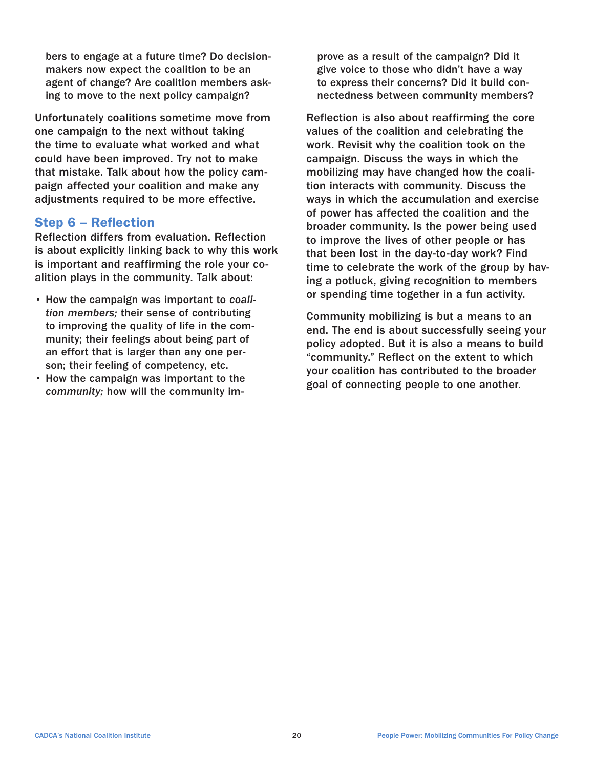bers to engage at a future time? Do decision-makers now expect the coalition to be an agent of change? Are coalition members asking to move to the next policy campaign?

Unfortunately coalitions sometime move from one campaign to the next without taking the time to evaluate what worked and what could have been improved. Try not to make that mistake. Talk about how the policy campaign affected your coalition and make any adjustments required to be more effective.

## Step 6 – Reflection

Reflection differs from evaluation. Reflection is about explicitly linking back to why this work is important and reaffirming the role your coalition plays in the community. Talk about:

- How the campaign was important to *coalition members;* their sense of contributing to improving the quality of life in the community; their feelings about being part of an effort that is larger than any one person; their feeling of competency, etc.
- How the campaign was important to the *community;* how will the community improve as a result of the campaign? Did it give voice to those who didn't have a way to express their concerns? Did it build connectedness between community members?

Reflection is also about reaffirming the core values of the coalition and celebrating the work. Revisit why the coalition took on the campaign. Discuss the ways in which the mobilizing may have changed how the coalition interacts with community. Discuss the ways in which the accumulation and exercise of power has affected the coalition and the broader community. Is the power being used to improve the lives of other people or has that been lost in the day-to-day work? Find time to celebrate the work of the group by having a potluck, giving recognition to members or spending time together in a fun activity.

Community mobilizing is but a means to an end. The end is about successfully seeing your policy adopted. But it is also a means to build "community." Reflect on the extent to which your coalition has contributed to the broader goal of connecting people to one another.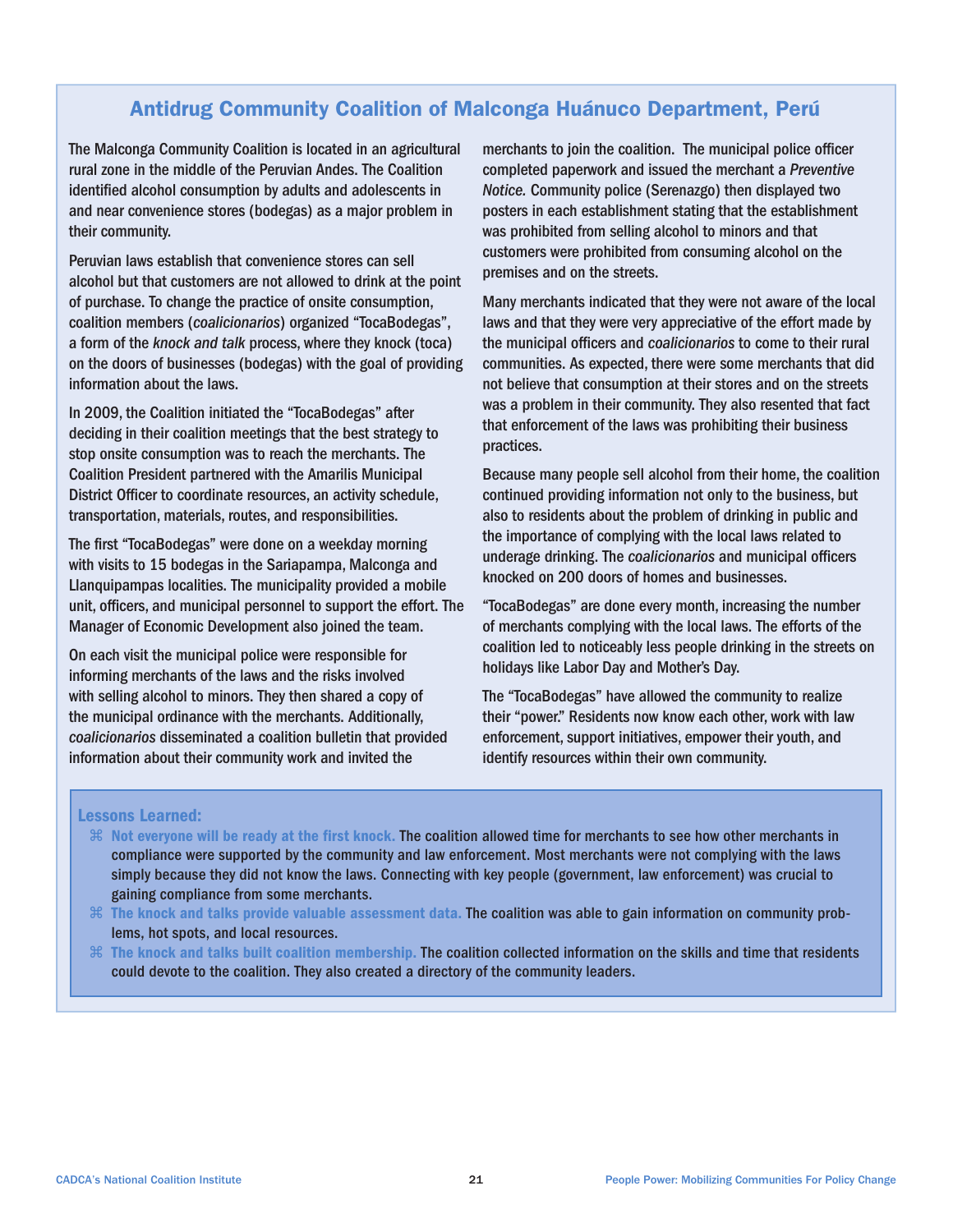## Antidrug Community Coalition of Malconga Huánuco Department, Perú

The Malconga Community Coalition is located in an agricultural rural zone in the middle of the Peruvian Andes. The Coalition identified alcohol consumption by adults and adolescents in and near convenience stores (bodegas) as a major problem in their community.

Peruvian laws establish that convenience stores can sell alcohol but that customers are not allowed to drink at the point of purchase. To change the practice of onsite consumption, coalition members (*coalicionarios*) organized "TocaBodegas", a form of the *knock and talk* process, where they knock (toca) on the doors of businesses (bodegas) with the goal of providing information about the laws.

In 2009, the Coalition initiated the "TocaBodegas" after deciding in their coalition meetings that the best strategy to stop onsite consumption was to reach the merchants. The Coalition President partnered with the Amarilis Municipal District Officer to coordinate resources, an activity schedule, transportation, materials, routes, and responsibilities.

The first "TocaBodegas" were done on a weekday morning with visits to 15 bodegas in the Sariapampa, Malconga and Llanquipampas localities. The municipality provided a mobile unit, officers, and municipal personnel to support the effort. The Manager of Economic Development also joined the team.

On each visit the municipal police were responsible for informing merchants of the laws and the risks involved with selling alcohol to minors. They then shared a copy of the municipal ordinance with the merchants. Additionally, *coalicionarios* disseminated a coalition bulletin that provided information about their community work and invited the merchants to join the coalition. The municipal police officer completed paperwork and issued the merchant a *Preventive Notice.* Community police (Serenazgo) then displayed two posters in each establishment stating that the establishment was prohibited from selling alcohol to minors and that customers were prohibited from consuming alcohol on the premises and on the streets.

Many merchants indicated that they were not aware of the local laws and that they were very appreciative of the effort made by the municipal officers and *coalicionarios* to come to their rural communities. As expected, there were some merchants that did not believe that consumption at their stores and on the streets was a problem in their community. They also resented that fact that enforcement of the laws was prohibiting their business practices.

Because many people sell alcohol from their home, the coalition continued providing information not only to the business, but also to residents about the problem of drinking in public and the importance of complying with the local laws related to underage drinking. The *coalicionarios* and municipal officers knocked on 200 doors of homes and businesses.

"TocaBodegas" are done every month, increasing the number of merchants complying with the local laws. The efforts of the coalition led to noticeably less people drinking in the streets on holidays like Labor Day and Mother's Day.

The "TocaBodegas" have allowed the community to realize their "power." Residents now know each other, work with law enforcement, support initiatives, empower their youth, and identify resources within their own community.

### Lessons Learned:

- **Not everyone will be ready at the first knock.** The coalition allowed time for merchants to see how other merchants in compliance were supported by the community and law enforcement. Most merchants were not complying with the laws simply because they did not know the laws. Connecting with key people (government, law enforcement) was crucial to gaining compliance from some merchants.
- **The knock and talks provide valuable assessment data.** The coalition was able to gain information on community problems, hot spots, and local resources.
- **The knock and talks built coalition membership.** The coalition collected information on the skills and time that residents could devote to the coalition. They also created a directory of the community leaders.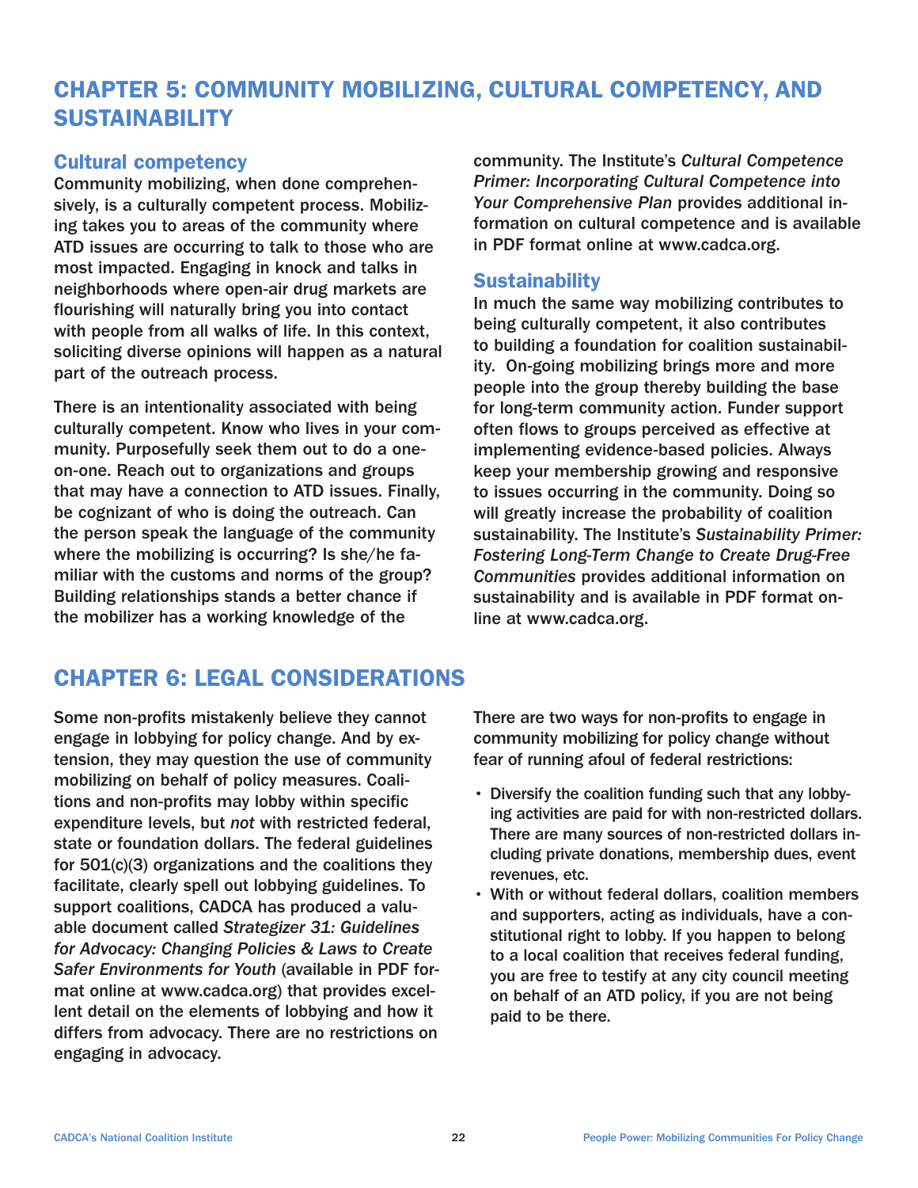# CHAPTER 5: COMMUNITY MOBILIZING, CULTURAL COMPETENCY, AND SUSTAINABILITY

## Cultural competency

Community mobilizing, when done comprehensively, is a culturally competent process. Mobilizing takes you to areas of the community where ATD issues are occurring to talk to those who are most impacted. Engaging in knock and talks in neighborhoods where open-air drug markets are flourishing will naturally bring you into contact with people from all walks of life. In this context, soliciting diverse opinions will happen as a natural part of the outreach process.

There is an intentionality associated with being culturally competent. Know who lives in your community. Purposefully seek them out to do a one-on-one. Reach out to organizations and groups that may have a connection to ATD issues. Finally, be cognizant of who is doing the outreach. Can the person speak the language of the community where the mobilizing is occurring? Is she/he familiar with the customs and norms of the group? Building relationships stands a better chance if the mobilizer has a working knowledge of the community. The Institute's *Cultural Competence Primer: Incorporating Cultural Competence into Your Comprehensive Plan* provides additional information on cultural competence and is available in PDF format online at www.cadca.org.

## Sustainability

In much the same way mobilizing contributes to being culturally competent, it also contributes to building a foundation for coalition sustainability. On-going mobilizing brings more and more people into the group thereby building the base for long-term community action. Funder support often flows to groups perceived as effective at implementing evidence-based policies. Always keep your membership growing and responsive to issues occurring in the community. Doing so will greatly increase the probability of coalition sustainability. The Institute's *Sustainability Primer: Fostering Long-Term Change to Create Drug-Free Communities* provides additional information on sustainability and is available in PDF format online at www.cadca.org.

# CHAPTER 6: LEGAL CONSIDERATIONS

Some non-profits mistakenly believe they cannot engage in lobbying for policy change. And by extension, they may question the use of community mobilizing on behalf of policy measures. Coalitions and non-profits may lobby within specific expenditure levels, but *not* with restricted federal, state or foundation dollars. The federal guidelines for 501(c)(3) organizations and the coalitions they facilitate, clearly spell out lobbying guidelines. To support coalitions, CADCA has produced a valuable document called *Strategizer 31: Guidelines for Advocacy: Changing Policies & Laws to Create Safer Environments for Youth* (available in PDF format online at www.cadca.org) that provides excellent detail on the elements of lobbying and how it differs from advocacy. There are no restrictions on engaging in advocacy.

There are two ways for non-profits to engage in community mobilizing for policy change without fear of running afoul of federal restrictions:

- Diversify the coalition funding such that any lobbying activities are paid for with non-restricted dollars. There are many sources of non-restricted dollars including private donations, membership dues, event revenues, etc.
- With or without federal dollars, coalition members and supporters, acting as individuals, have a constitutional right to lobby. If you happen to belong to a local coalition that receives federal funding, you are free to testify at any city council meeting on behalf of an ATD policy, if you are not being paid to be there.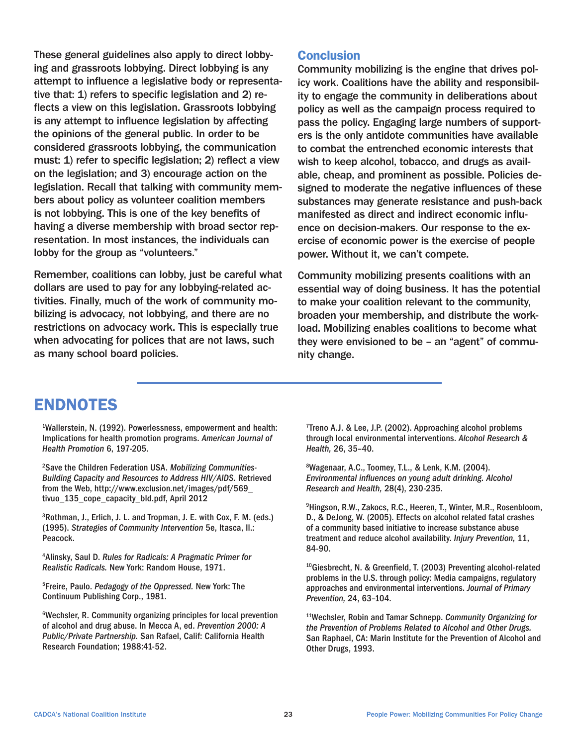These general guidelines also apply to direct lobbying and grassroots lobbying. Direct lobbying is any attempt to influence a legislative body or representative that: 1) refers to specific legislation and 2) reflects a view on this legislation. Grassroots lobbying is any attempt to influence legislation by affecting the opinions of the general public. In order to be considered grassroots lobbying, the communication must: 1) refer to specific legislation; 2) reflect a view on the legislation; and 3) encourage action on the legislation. Recall that talking with community members about policy as volunteer coalition members is not lobbying. This is one of the key benefits of having a diverse membership with broad sector representation. In most instances, the individuals can lobby for the group as "volunteers."

Remember, coalitions can lobby, just be careful what dollars are used to pay for any lobbying-related activities. Finally, much of the work of community mobilizing is advocacy, not lobbying, and there are no restrictions on advocacy work. This is especially true when advocating for polices that are not laws, such as many school board policies.

## Conclusion

Community mobilizing is the engine that drives policy work. Coalitions have the ability and responsibility to engage the community in deliberations about policy as well as the campaign process required to pass the policy. Engaging large numbers of supporters is the only antidote communities have available to combat the entrenched economic interests that wish to keep alcohol, tobacco, and drugs as available, cheap, and prominent as possible. Policies designed to moderate the negative influences of these substances may generate resistance and push-back manifested as direct and indirect economic influence on decision-makers. Our response to the exercise of economic power is the exercise of people power. Without it, we can't compete.

Community mobilizing presents coalitions with an essential way of doing business. It has the potential to make your coalition relevant to the community, broaden your membership, and distribute the workload. Mobilizing enables coalitions to become what they were envisioned to be – an "agent" of community change.

# ENDNOTES

[1]Wallerstein, N. (1992). Powerlessness, empowerment and health: Implications for health promotion programs. *American Journal of Health Promotion* 6, 197-205.

[2]Save the Children Federation USA. *Mobilizing Communities-Building Capacity and Resources to Address HIV/AIDS.* Retrieved from the Web, http://www.exclusion.net/images/pdf/569_tivuo_135_cope_capacity_bld.pdf, April 2012

[3]Rothman, J., Erlich, J. L. and Tropman, J. E. with Cox, F. M. (eds.) (1995). *Strategies of Community Intervention* 5e, Itasca, Il.: Peacock.

[4]Alinsky, Saul D. *Rules for Radicals: A Pragmatic Primer for Realistic Radicals.* New York: Random House, 1971.

[5]Freire, Paulo. *Pedagogy of the Oppressed.* New York: The Continuum Publishing Corp., 1981.

[6]Wechsler, R. Community organizing principles for local prevention of alcohol and drug abuse. In Mecca A, ed. *Prevention 2000: A Public/Private Partnership.* San Rafael, Calif: California Health Research Foundation; 1988:41-52.

[7]Treno A.J. & Lee, J.P. (2002). Approaching alcohol problems through local environmental interventions. *Alcohol Research & Health,* 26, 35–40.

[8]Wagenaar, A.C., Toomey, T.L., & Lenk, K.M. (2004). *Environmental influences on young adult drinking. Alcohol Research and Health,* 28(4), 230-235.

[9]Hingson, R.W., Zakocs, R.C., Heeren, T., Winter, M.R., Rosenbloom, D., & DeJong, W. (2005). Effects on alcohol related fatal crashes of a community based initiative to increase substance abuse treatment and reduce alcohol availability. *Injury Prevention,* 11, 84-90.

[10]Giesbrecht, N. & Greenfield, T. (2003) Preventing alcohol-related problems in the U.S. through policy: Media campaigns, regulatory approaches and environmental interventions. *Journal of Primary Prevention,* 24, 63–104.

[11]Wechsler, Robin and Tamar Schnepp. *Community Organizing for the Prevention of Problems Related to Alcohol and Other Drugs.* San Raphael, CA: Marin Institute for the Prevention of Alcohol and Other Drugs, 1993.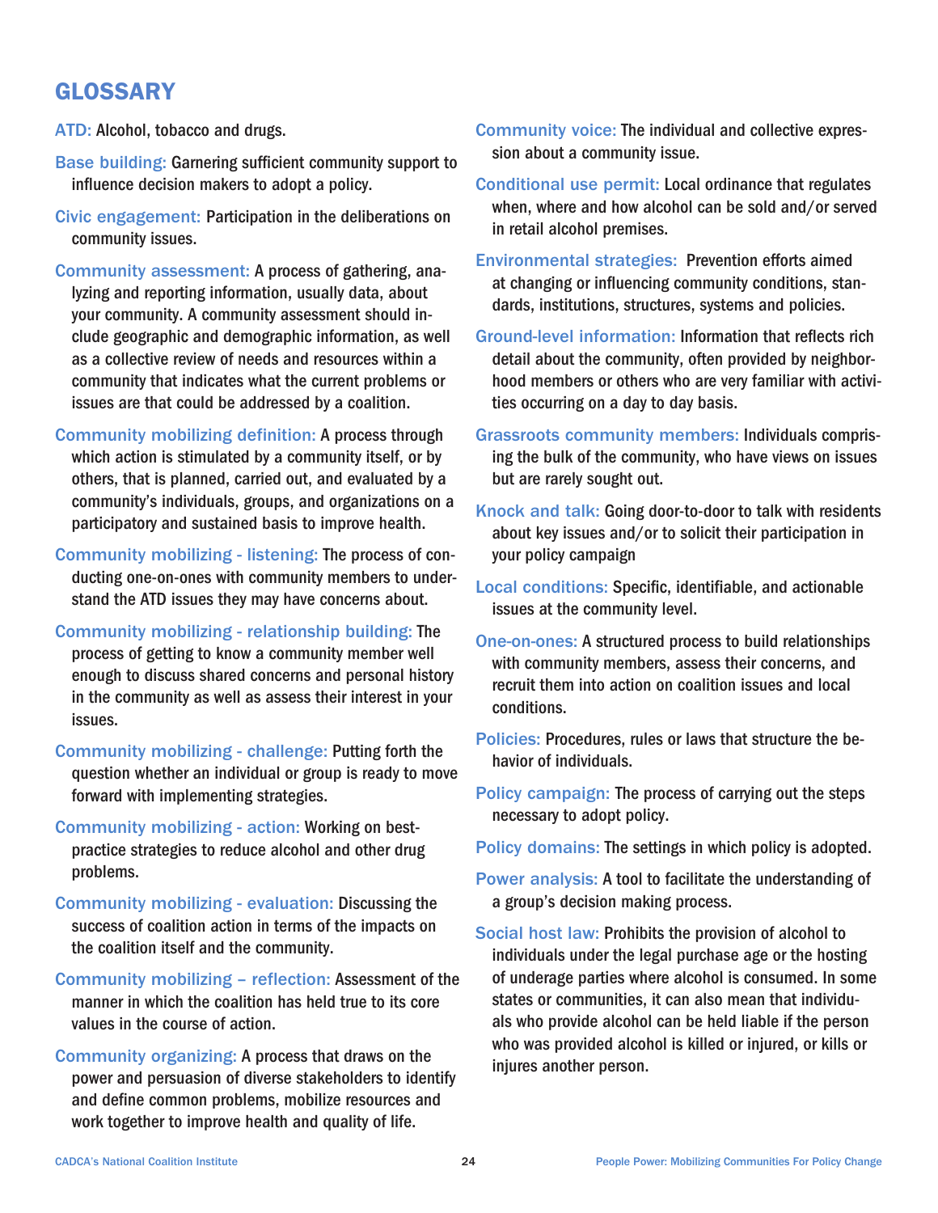## GLOSSARY

**ATD:** Alcohol, tobacco and drugs.

**Base building:** Garnering sufficient community support to influence decision makers to adopt a policy.

**Civic engagement:** Participation in the deliberations on community issues.

**Community assessment:** A process of gathering, analyzing and reporting information, usually data, about your community. A community assessment should include geographic and demographic information, as well as a collective review of needs and resources within a community that indicates what the current problems or issues are that could be addressed by a coalition.

**Community mobilizing definition:** A process through which action is stimulated by a community itself, or by others, that is planned, carried out, and evaluated by a community's individuals, groups, and organizations on a participatory and sustained basis to improve health.

**Community mobilizing - listening:** The process of conducting one-on-ones with community members to understand the ATD issues they may have concerns about.

**Community mobilizing - relationship building:** The process of getting to know a community member well enough to discuss shared concerns and personal history in the community as well as assess their interest in your issues.

**Community mobilizing - challenge:** Putting forth the question whether an individual or group is ready to move forward with implementing strategies.

**Community mobilizing - action:** Working on best-practice strategies to reduce alcohol and other drug problems.

**Community mobilizing - evaluation:** Discussing the success of coalition action in terms of the impacts on the coalition itself and the community.

**Community mobilizing – reflection:** Assessment of the manner in which the coalition has held true to its core values in the course of action.

**Community organizing:** A process that draws on the power and persuasion of diverse stakeholders to identify and define common problems, mobilize resources and work together to improve health and quality of life.

**Community voice:** The individual and collective expression about a community issue.

**Conditional use permit:** Local ordinance that regulates when, where and how alcohol can be sold and/or served in retail alcohol premises.

**Environmental strategies:** Prevention efforts aimed at changing or influencing community conditions, standards, institutions, structures, systems and policies.

**Ground-level information:** Information that reflects rich detail about the community, often provided by neighborhood members or others who are very familiar with activities occurring on a day to day basis.

**Grassroots community members:** Individuals comprising the bulk of the community, who have views on issues but are rarely sought out.

**Knock and talk:** Going door-to-door to talk with residents about key issues and/or to solicit their participation in your policy campaign

**Local conditions:** Specific, identifiable, and actionable issues at the community level.

**One-on-ones:** A structured process to build relationships with community members, assess their concerns, and recruit them into action on coalition issues and local conditions.

**Policies:** Procedures, rules or laws that structure the behavior of individuals.

**Policy campaign:** The process of carrying out the steps necessary to adopt policy.

**Policy domains:** The settings in which policy is adopted.

**Power analysis:** A tool to facilitate the understanding of a group's decision making process.

**Social host law:** Prohibits the provision of alcohol to individuals under the legal purchase age or the hosting of underage parties where alcohol is consumed. In some states or communities, it can also mean that individuals who provide alcohol can be held liable if the person who was provided alcohol is killed or injured, or kills or injures another person.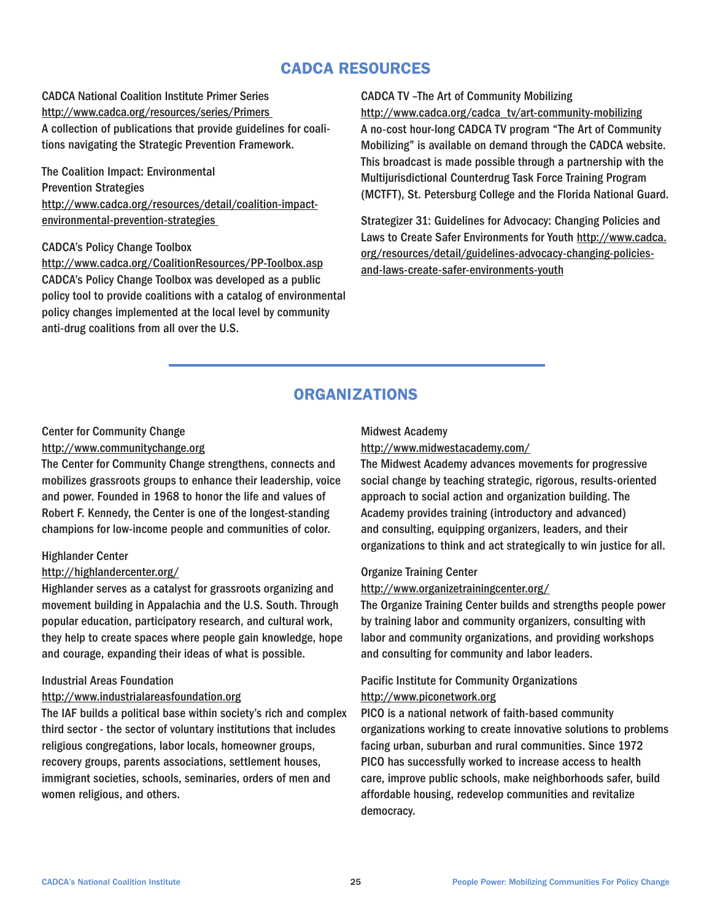## CADCA RESOURCES

CADCA National Coalition Institute Primer Series
http://www.cadca.org/resources/series/Primers
A collection of publications that provide guidelines for coalitions navigating the Strategic Prevention Framework.

The Coalition Impact: Environmental Prevention Strategies
http://www.cadca.org/resources/detail/coalition-impact-environmental-prevention-strategies

CADCA's Policy Change Toolbox
http://www.cadca.org/CoalitionResources/PP-Toolbox.asp
CADCA's Policy Change Toolbox was developed as a public policy tool to provide coalitions with a catalog of environmental policy changes implemented at the local level by community anti-drug coalitions from all over the U.S.

CADCA TV –The Art of Community Mobilizing
http://www.cadca.org/cadca_tv/art-community-mobilizing
A no-cost hour-long CADCA TV program "The Art of Community Mobilizing" is available on demand through the CADCA website. This broadcast is made possible through a partnership with the Multijurisdictional Counterdrug Task Force Training Program (MCTFT), St. Petersburg College and the Florida National Guard.

Strategizer 31: Guidelines for Advocacy: Changing Policies and Laws to Create Safer Environments for Youth http://www.cadca.org/resources/detail/guidelines-advocacy-changing-policies-and-laws-create-safer-environments-youth

## ORGANIZATIONS

Center for Community Change
http://www.communitychange.org
The Center for Community Change strengthens, connects and mobilizes grassroots groups to enhance their leadership, voice and power. Founded in 1968 to honor the life and values of Robert F. Kennedy, the Center is one of the longest-standing champions for low-income people and communities of color.

Highlander Center
http://highlandercenter.org/
Highlander serves as a catalyst for grassroots organizing and movement building in Appalachia and the U.S. South. Through popular education, participatory research, and cultural work, they help to create spaces where people gain knowledge, hope and courage, expanding their ideas of what is possible.

Industrial Areas Foundation
http://www.industrialareasfoundation.org
The IAF builds a political base within society's rich and complex third sector - the sector of voluntary institutions that includes religious congregations, labor locals, homeowner groups, recovery groups, parents associations, settlement houses, immigrant societies, schools, seminaries, orders of men and women religious, and others.

Midwest Academy
http://www.midwestacademy.com/
The Midwest Academy advances movements for progressive social change by teaching strategic, rigorous, results-oriented approach to social action and organization building. The Academy provides training (introductory and advanced) and consulting, equipping organizers, leaders, and their organizations to think and act strategically to win justice for all.

Organize Training Center
http://www.organizetrainingcenter.org/
The Organize Training Center builds and strengths people power by training labor and community organizers, consulting with labor and community organizations, and providing workshops and consulting for community and labor leaders.

Pacific Institute for Community Organizations
http://www.piconetwork.org
PICO is a national network of faith-based community organizations working to create innovative solutions to problems facing urban, suburban and rural communities. Since 1972 PICO has successfully worked to increase access to health care, improve public schools, make neighborhoods safer, build affordable housing, redevelop communities and revitalize democracy.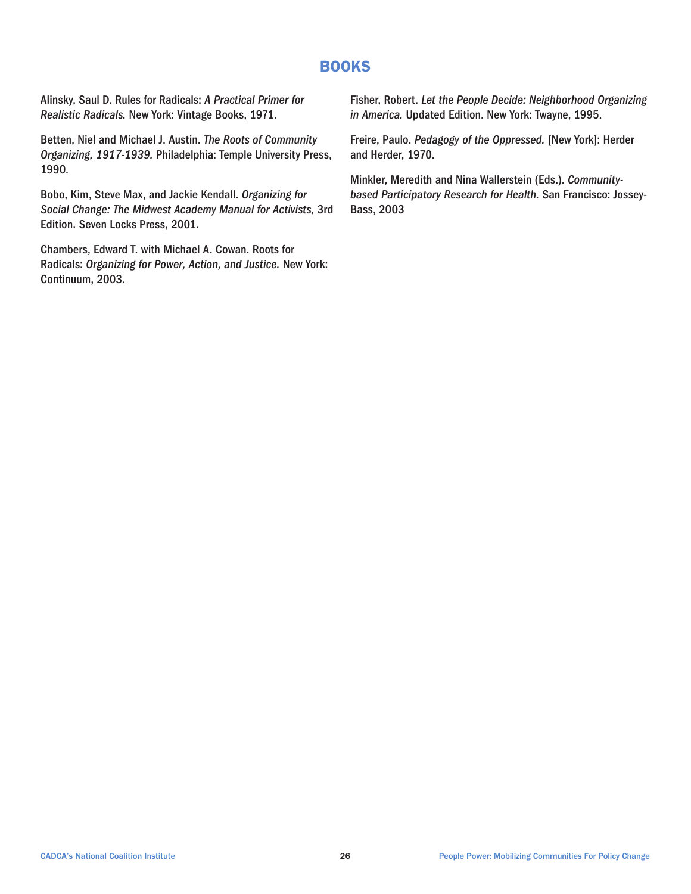# BOOKS

Alinsky, Saul D. Rules for Radicals: *A Practical Primer for Realistic Radicals.* New York: Vintage Books, 1971.

Betten, Niel and Michael J. Austin. *The Roots of Community Organizing, 1917-1939.* Philadelphia: Temple University Press, 1990.

Bobo, Kim, Steve Max, and Jackie Kendall. *Organizing for Social Change: The Midwest Academy Manual for Activists,* 3rd Edition. Seven Locks Press, 2001.

Chambers, Edward T. with Michael A. Cowan. Roots for Radicals: *Organizing for Power, Action, and Justice.* New York: Continuum, 2003.

Fisher, Robert. *Let the People Decide: Neighborhood Organizing in America.* Updated Edition. New York: Twayne, 1995.

Freire, Paulo. *Pedagogy of the Oppressed.* [New York]: Herder and Herder, 1970.

Minkler, Meredith and Nina Wallerstein (Eds.). *Community-based Participatory Research for Health.* San Francisco: Jossey-Bass, 2003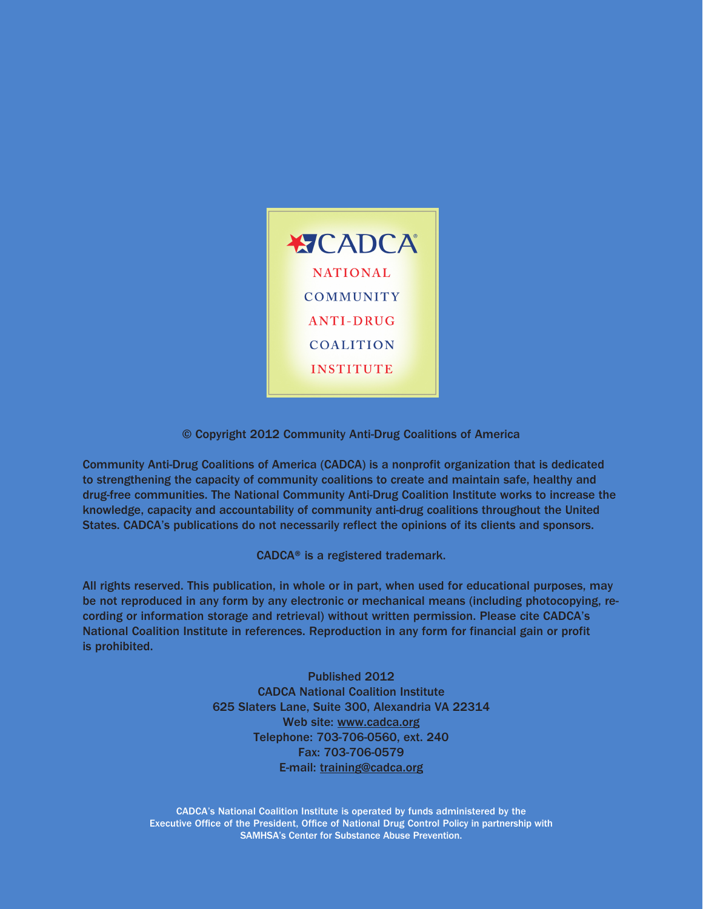CADCA®

NATIONAL
COMMUNITY
ANTI-DRUG
COALITION
INSTITUTE

© Copyright 2012 Community Anti-Drug Coalitions of America

Community Anti-Drug Coalitions of America (CADCA) is a nonprofit organization that is dedicated to strengthening the capacity of community coalitions to create and maintain safe, healthy and drug-free communities. The National Community Anti-Drug Coalition Institute works to increase the knowledge, capacity and accountability of community anti-drug coalitions throughout the United States. CADCA's publications do not necessarily reflect the opinions of its clients and sponsors.

CADCA® is a registered trademark.

All rights reserved. This publication, in whole or in part, when used for educational purposes, may be not reproduced in any form by any electronic or mechanical means (including photocopying, recording or information storage and retrieval) without written permission. Please cite CADCA's National Coalition Institute in references. Reproduction in any form for financial gain or profit is prohibited.

Published 2012
CADCA National Coalition Institute
625 Slaters Lane, Suite 300, Alexandria VA 22314
Web site: www.cadca.org
Telephone: 703-706-0560, ext. 240
Fax: 703-706-0579
E-mail: training@cadca.org

CADCA's National Coalition Institute is operated by funds administered by the Executive Office of the President, Office of National Drug Control Policy in partnership with SAMHSA's Center for Substance Abuse Prevention.